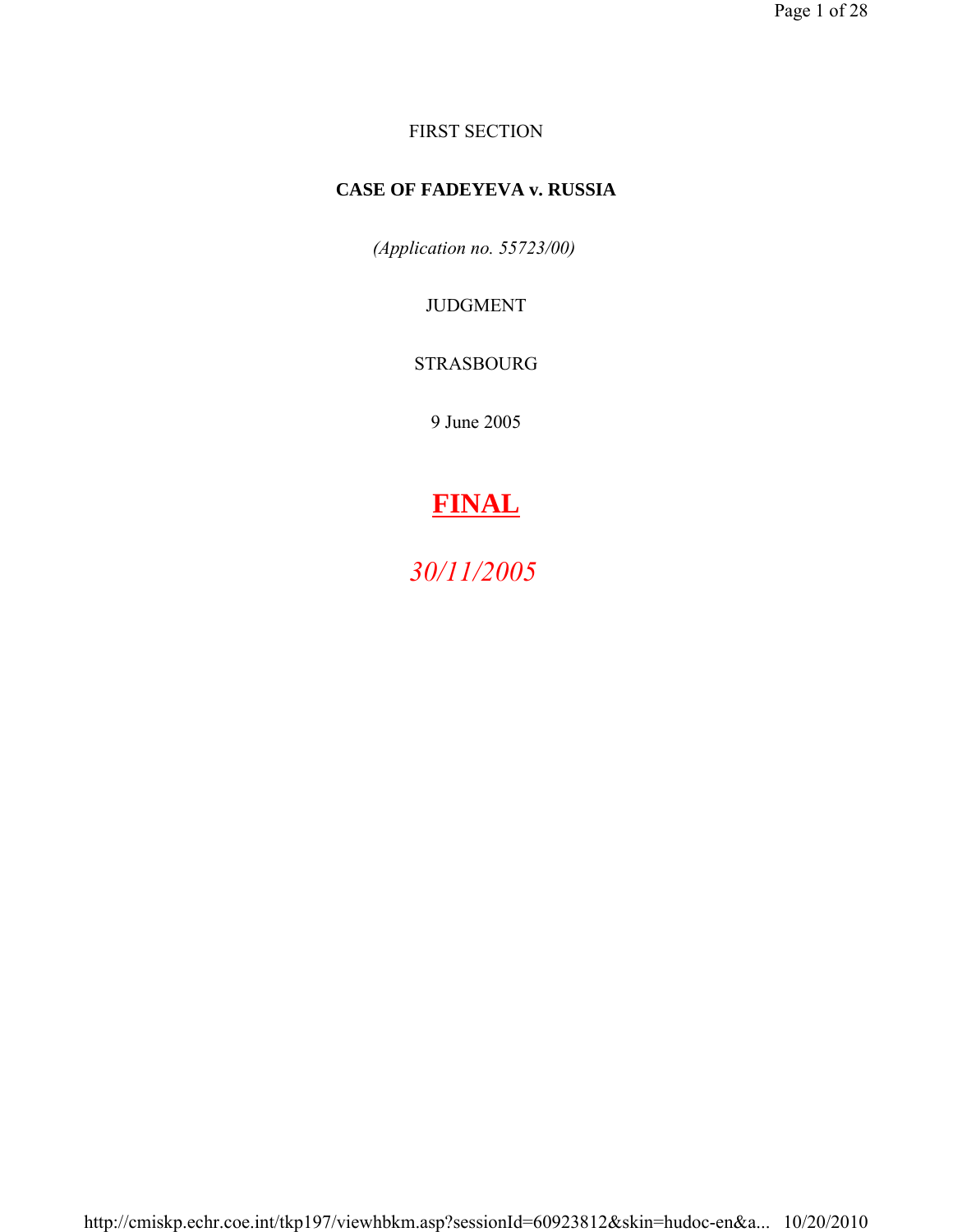FIRST SECTION

**CASE OF FADEYEVA v. RUSSIA**

*(Application no. 55723/00)*

JUDGMENT

STRASBOURG

9 June 2005

**FINAL**

*30/11/2005*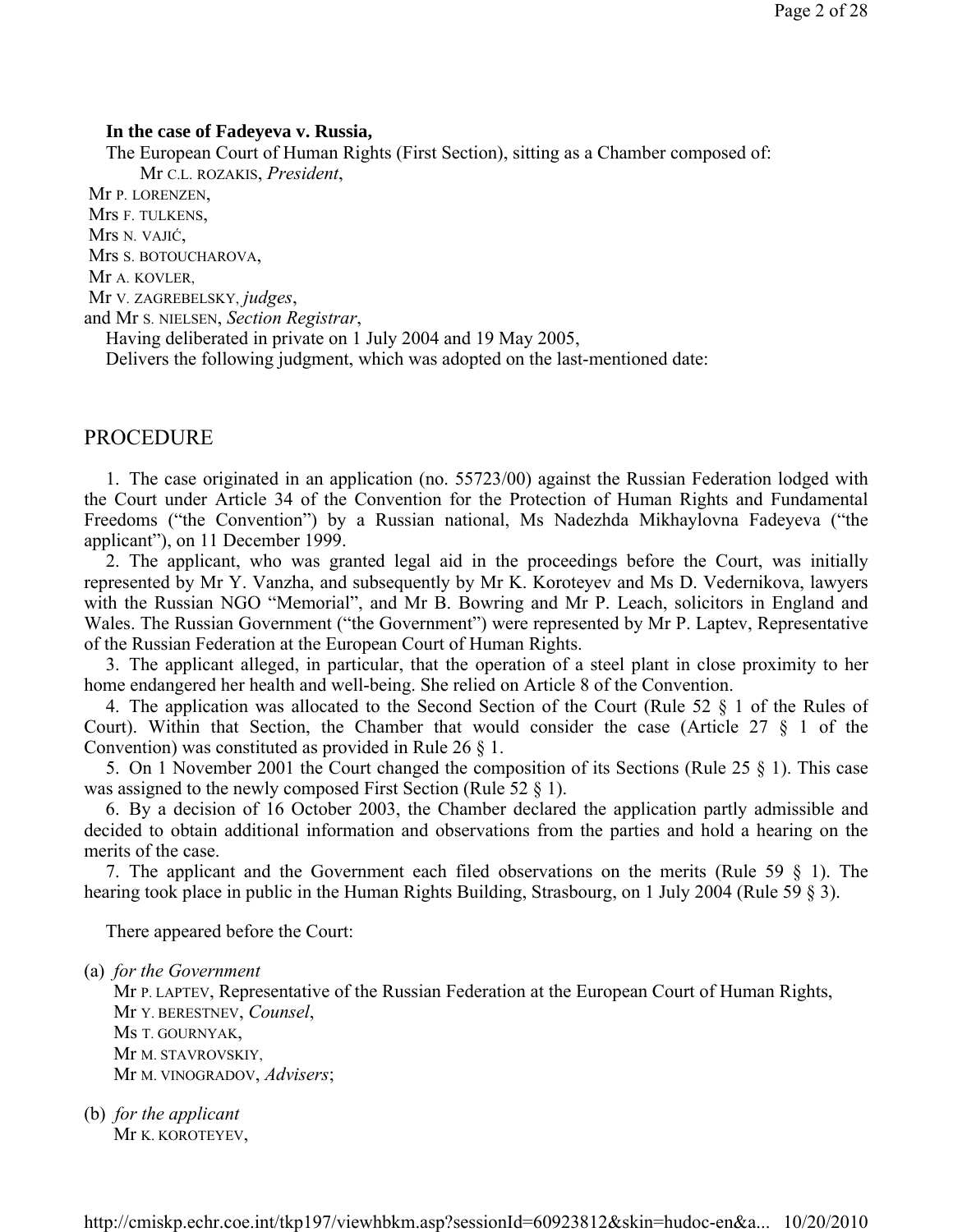**In the case of Fadeyeva v. Russia,**

The European Court of Human Rights (First Section), sitting as a Chamber composed of:

Mr C.L. Rozakis, *President*,
Mr P. Lorenzen,
Mrs F. Tulkens,
Mrs N. Vajić,
Mrs S. Botoucharova,
Mr A. Kovler,
Mr V. Zagrebelsky, *judges*,
and Mr S. Nielsen, *Section Registrar*,

Having deliberated in private on 1 July 2004 and 19 May 2005,

Delivers the following judgment, which was adopted on the last-mentioned date:

## PROCEDURE

1. The case originated in an application (no. 55723/00) against the Russian Federation lodged with the Court under Article 34 of the Convention for the Protection of Human Rights and Fundamental Freedoms ("the Convention") by a Russian national, Ms Nadezhda Mikhaylovna Fadeyeva ("the applicant"), on 11 December 1999.

2. The applicant, who was granted legal aid in the proceedings before the Court, was initially represented by Mr Y. Vanzha, and subsequently by Mr K. Koroteyev and Ms D. Vedernikova, lawyers with the Russian NGO "Memorial", and Mr B. Bowring and Mr P. Leach, solicitors in England and Wales. The Russian Government ("the Government") were represented by Mr P. Laptev, Representative of the Russian Federation at the European Court of Human Rights.

3. The applicant alleged, in particular, that the operation of a steel plant in close proximity to her home endangered her health and well-being. She relied on Article 8 of the Convention.

4. The application was allocated to the Second Section of the Court (Rule 52 § 1 of the Rules of Court). Within that Section, the Chamber that would consider the case (Article 27 § 1 of the Convention) was constituted as provided in Rule 26 § 1.

5. On 1 November 2001 the Court changed the composition of its Sections (Rule 25 § 1). This case was assigned to the newly composed First Section (Rule 52 § 1).

6. By a decision of 16 October 2003, the Chamber declared the application partly admissible and decided to obtain additional information and observations from the parties and hold a hearing on the merits of the case.

7. The applicant and the Government each filed observations on the merits (Rule 59 § 1). The hearing took place in public in the Human Rights Building, Strasbourg, on 1 July 2004 (Rule 59 § 3).

There appeared before the Court:

(a) *for the Government*

Mr P. Laptev, Representative of the Russian Federation at the European Court of Human Rights,
Mr Y. Berestnev, *Counsel*,
Ms T. Gournyak,
Mr M. Stavrovskiy,
Mr M. Vinogradov, *Advisers*;

(b) *for the applicant*

Mr K. Koroteyev,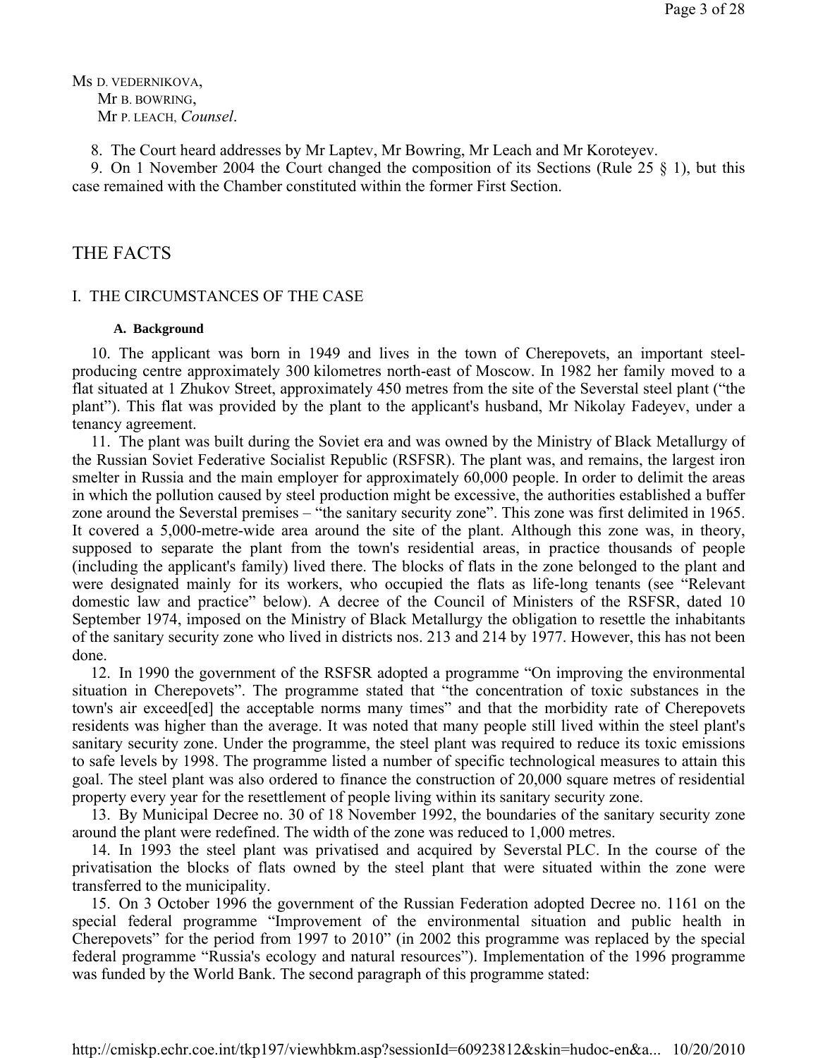Ms D. VEDERNIKOVA,
Mr B. BOWRING,
Mr P. LEACH, *Counsel*.

8. The Court heard addresses by Mr Laptev, Mr Bowring, Mr Leach and Mr Koroteyev.

9. On 1 November 2004 the Court changed the composition of its Sections (Rule 25 § 1), but this case remained with the Chamber constituted within the former First Section.

## THE FACTS

### I. THE CIRCUMSTANCES OF THE CASE

#### A. Background

10. The applicant was born in 1949 and lives in the town of Cherepovets, an important steel-producing centre approximately 300 kilometres north-east of Moscow. In 1982 her family moved to a flat situated at 1 Zhukov Street, approximately 450 metres from the site of the Severstal steel plant ("the plant"). This flat was provided by the plant to the applicant's husband, Mr Nikolay Fadeyev, under a tenancy agreement.

11. The plant was built during the Soviet era and was owned by the Ministry of Black Metallurgy of the Russian Soviet Federative Socialist Republic (RSFSR). The plant was, and remains, the largest iron smelter in Russia and the main employer for approximately 60,000 people. In order to delimit the areas in which the pollution caused by steel production might be excessive, the authorities established a buffer zone around the Severstal premises – "the sanitary security zone". This zone was first delimited in 1965. It covered a 5,000-metre-wide area around the site of the plant. Although this zone was, in theory, supposed to separate the plant from the town's residential areas, in practice thousands of people (including the applicant's family) lived there. The blocks of flats in the zone belonged to the plant and were designated mainly for its workers, who occupied the flats as life-long tenants (see "Relevant domestic law and practice" below). A decree of the Council of Ministers of the RSFSR, dated 10 September 1974, imposed on the Ministry of Black Metallurgy the obligation to resettle the inhabitants of the sanitary security zone who lived in districts nos. 213 and 214 by 1977. However, this has not been done.

12. In 1990 the government of the RSFSR adopted a programme "On improving the environmental situation in Cherepovets". The programme stated that "the concentration of toxic substances in the town's air exceed[ed] the acceptable norms many times" and that the morbidity rate of Cherepovets residents was higher than the average. It was noted that many people still lived within the steel plant's sanitary security zone. Under the programme, the steel plant was required to reduce its toxic emissions to safe levels by 1998. The programme listed a number of specific technological measures to attain this goal. The steel plant was also ordered to finance the construction of 20,000 square metres of residential property every year for the resettlement of people living within its sanitary security zone.

13. By Municipal Decree no. 30 of 18 November 1992, the boundaries of the sanitary security zone around the plant were redefined. The width of the zone was reduced to 1,000 metres.

14. In 1993 the steel plant was privatised and acquired by Severstal PLC. In the course of the privatisation the blocks of flats owned by the steel plant that were situated within the zone were transferred to the municipality.

15. On 3 October 1996 the government of the Russian Federation adopted Decree no. 1161 on the special federal programme "Improvement of the environmental situation and public health in Cherepovets" for the period from 1997 to 2010" (in 2002 this programme was replaced by the special federal programme "Russia's ecology and natural resources"). Implementation of the 1996 programme was funded by the World Bank. The second paragraph of this programme stated: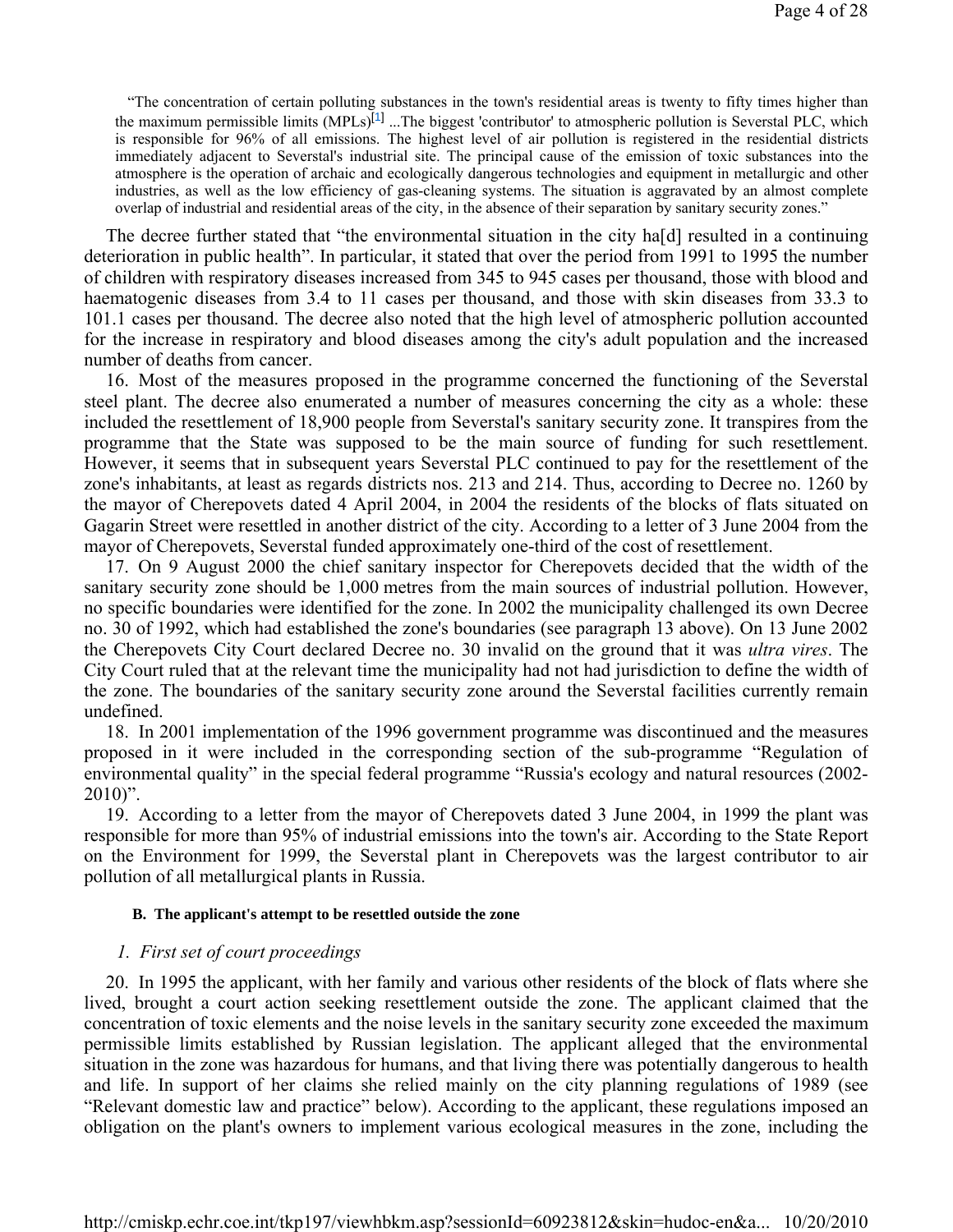> "The concentration of certain polluting substances in the town's residential areas is twenty to fifty times higher than the maximum permissible limits (MPLs)[1] ...The biggest 'contributor' to atmospheric pollution is Severstal PLC, which is responsible for 96% of all emissions. The highest level of air pollution is registered in the residential districts immediately adjacent to Severstal's industrial site. The principal cause of the emission of toxic substances into the atmosphere is the operation of archaic and ecologically dangerous technologies and equipment in metallurgic and other industries, as well as the low efficiency of gas-cleaning systems. The situation is aggravated by an almost complete overlap of industrial and residential areas of the city, in the absence of their separation by sanitary security zones."

The decree further stated that "the environmental situation in the city ha[d] resulted in a continuing deterioration in public health". In particular, it stated that over the period from 1991 to 1995 the number of children with respiratory diseases increased from 345 to 945 cases per thousand, those with blood and haematogenic diseases from 3.4 to 11 cases per thousand, and those with skin diseases from 33.3 to 101.1 cases per thousand. The decree also noted that the high level of atmospheric pollution accounted for the increase in respiratory and blood diseases among the city's adult population and the increased number of deaths from cancer.

16. Most of the measures proposed in the programme concerned the functioning of the Severstal steel plant. The decree also enumerated a number of measures concerning the city as a whole: these included the resettlement of 18,900 people from Severstal's sanitary security zone. It transpires from the programme that the State was supposed to be the main source of funding for such resettlement. However, it seems that in subsequent years Severstal PLC continued to pay for the resettlement of the zone's inhabitants, at least as regards districts nos. 213 and 214. Thus, according to Decree no. 1260 by the mayor of Cherepovets dated 4 April 2004, in 2004 the residents of the blocks of flats situated on Gagarin Street were resettled in another district of the city. According to a letter of 3 June 2004 from the mayor of Cherepovets, Severstal funded approximately one-third of the cost of resettlement.

17. On 9 August 2000 the chief sanitary inspector for Cherepovets decided that the width of the sanitary security zone should be 1,000 metres from the main sources of industrial pollution. However, no specific boundaries were identified for the zone. In 2002 the municipality challenged its own Decree no. 30 of 1992, which had established the zone's boundaries (see paragraph 13 above). On 13 June 2002 the Cherepovets City Court declared Decree no. 30 invalid on the ground that it was *ultra vires*. The City Court ruled that at the relevant time the municipality had not had jurisdiction to define the width of the zone. The boundaries of the sanitary security zone around the Severstal facilities currently remain undefined.

18. In 2001 implementation of the 1996 government programme was discontinued and the measures proposed in it were included in the corresponding section of the sub-programme "Regulation of environmental quality" in the special federal programme "Russia's ecology and natural resources (2002-2010)".

19. According to a letter from the mayor of Cherepovets dated 3 June 2004, in 1999 the plant was responsible for more than 95% of industrial emissions into the town's air. According to the State Report on the Environment for 1999, the Severstal plant in Cherepovets was the largest contributor to air pollution of all metallurgical plants in Russia.

#### B. The applicant's attempt to be resettled outside the zone

##### *1. First set of court proceedings*

20. In 1995 the applicant, with her family and various other residents of the block of flats where she lived, brought a court action seeking resettlement outside the zone. The applicant claimed that the concentration of toxic elements and the noise levels in the sanitary security zone exceeded the maximum permissible limits established by Russian legislation. The applicant alleged that the environmental situation in the zone was hazardous for humans, and that living there was potentially dangerous to health and life. In support of her claims she relied mainly on the city planning regulations of 1989 (see "Relevant domestic law and practice" below). According to the applicant, these regulations imposed an obligation on the plant's owners to implement various ecological measures in the zone, including the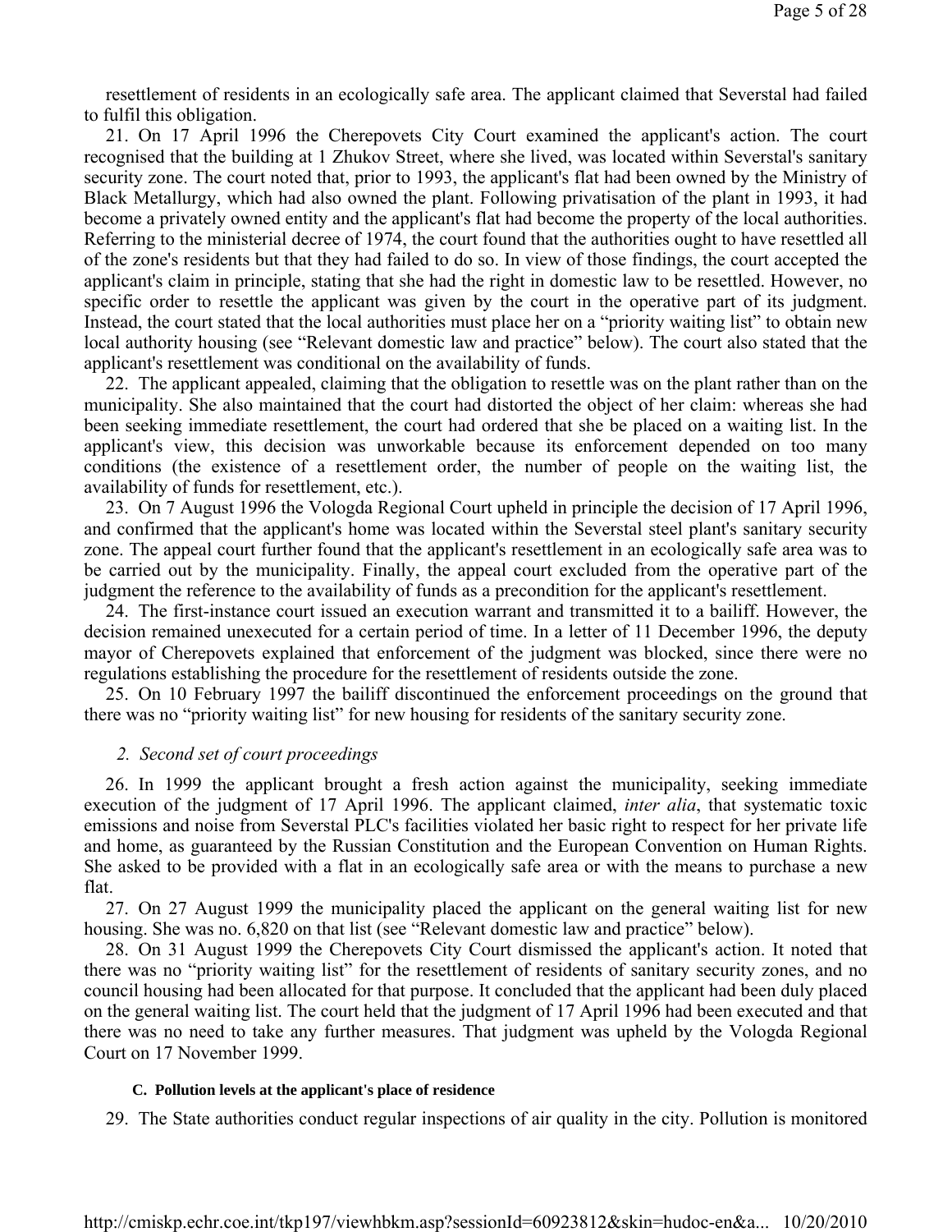resettlement of residents in an ecologically safe area. The applicant claimed that Severstal had failed to fulfil this obligation.

21. On 17 April 1996 the Cherepovets City Court examined the applicant's action. The court recognised that the building at 1 Zhukov Street, where she lived, was located within Severstal's sanitary security zone. The court noted that, prior to 1993, the applicant's flat had been owned by the Ministry of Black Metallurgy, which had also owned the plant. Following privatisation of the plant in 1993, it had become a privately owned entity and the applicant's flat had become the property of the local authorities. Referring to the ministerial decree of 1974, the court found that the authorities ought to have resettled all of the zone's residents but that they had failed to do so. In view of those findings, the court accepted the applicant's claim in principle, stating that she had the right in domestic law to be resettled. However, no specific order to resettle the applicant was given by the court in the operative part of its judgment. Instead, the court stated that the local authorities must place her on a "priority waiting list" to obtain new local authority housing (see "Relevant domestic law and practice" below). The court also stated that the applicant's resettlement was conditional on the availability of funds.

22. The applicant appealed, claiming that the obligation to resettle was on the plant rather than on the municipality. She also maintained that the court had distorted the object of her claim: whereas she had been seeking immediate resettlement, the court had ordered that she be placed on a waiting list. In the applicant's view, this decision was unworkable because its enforcement depended on too many conditions (the existence of a resettlement order, the number of people on the waiting list, the availability of funds for resettlement, etc.).

23. On 7 August 1996 the Vologda Regional Court upheld in principle the decision of 17 April 1996, and confirmed that the applicant's home was located within the Severstal steel plant's sanitary security zone. The appeal court further found that the applicant's resettlement in an ecologically safe area was to be carried out by the municipality. Finally, the appeal court excluded from the operative part of the judgment the reference to the availability of funds as a precondition for the applicant's resettlement.

24. The first-instance court issued an execution warrant and transmitted it to a bailiff. However, the decision remained unexecuted for a certain period of time. In a letter of 11 December 1996, the deputy mayor of Cherepovets explained that enforcement of the judgment was blocked, since there were no regulations establishing the procedure for the resettlement of residents outside the zone.

25. On 10 February 1997 the bailiff discontinued the enforcement proceedings on the ground that there was no "priority waiting list" for new housing for residents of the sanitary security zone.

### *2. Second set of court proceedings*

26. In 1999 the applicant brought a fresh action against the municipality, seeking immediate execution of the judgment of 17 April 1996. The applicant claimed, *inter alia*, that systematic toxic emissions and noise from Severstal PLC's facilities violated her basic right to respect for her private life and home, as guaranteed by the Russian Constitution and the European Convention on Human Rights. She asked to be provided with a flat in an ecologically safe area or with the means to purchase a new flat.

27. On 27 August 1999 the municipality placed the applicant on the general waiting list for new housing. She was no. 6,820 on that list (see "Relevant domestic law and practice" below).

28. On 31 August 1999 the Cherepovets City Court dismissed the applicant's action. It noted that there was no "priority waiting list" for the resettlement of residents of sanitary security zones, and no council housing had been allocated for that purpose. It concluded that the applicant had been duly placed on the general waiting list. The court held that the judgment of 17 April 1996 had been executed and that there was no need to take any further measures. That judgment was upheld by the Vologda Regional Court on 17 November 1999.

#### **C. Pollution levels at the applicant's place of residence**

29. The State authorities conduct regular inspections of air quality in the city. Pollution is monitored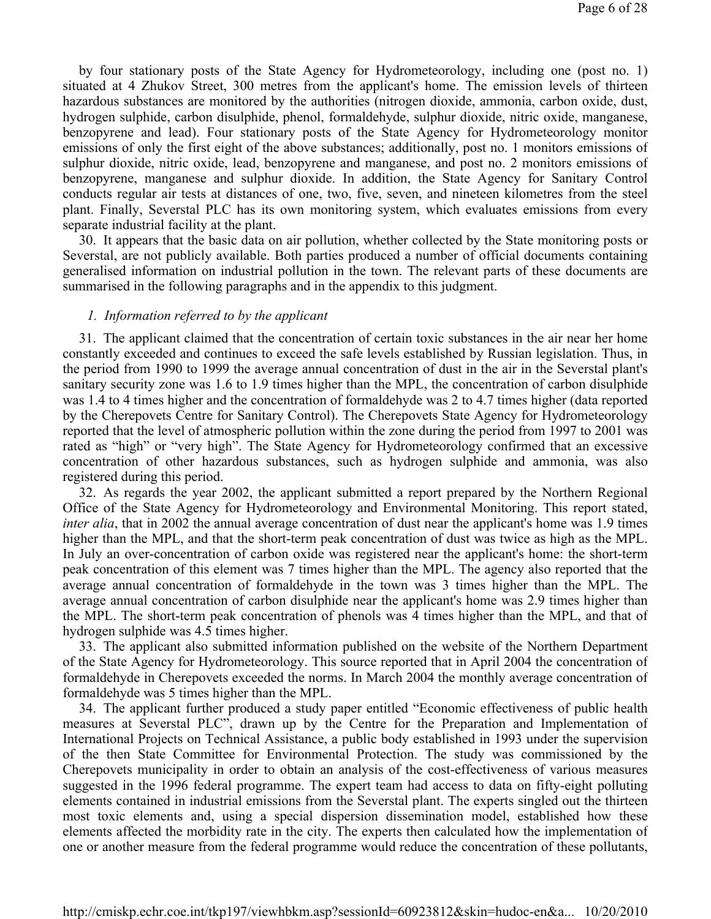by four stationary posts of the State Agency for Hydrometeorology, including one (post no. 1) situated at 4 Zhukov Street, 300 metres from the applicant's home. The emission levels of thirteen hazardous substances are monitored by the authorities (nitrogen dioxide, ammonia, carbon oxide, dust, hydrogen sulphide, carbon disulphide, phenol, formaldehyde, sulphur dioxide, nitric oxide, manganese, benzopyrene and lead). Four stationary posts of the State Agency for Hydrometeorology monitor emissions of only the first eight of the above substances; additionally, post no. 1 monitors emissions of sulphur dioxide, nitric oxide, lead, benzopyrene and manganese, and post no. 2 monitors emissions of benzopyrene, manganese and sulphur dioxide. In addition, the State Agency for Sanitary Control conducts regular air tests at distances of one, two, five, seven, and nineteen kilometres from the steel plant. Finally, Severstal PLC has its own monitoring system, which evaluates emissions from every separate industrial facility at the plant.

30. It appears that the basic data on air pollution, whether collected by the State monitoring posts or Severstal, are not publicly available. Both parties produced a number of official documents containing generalised information on industrial pollution in the town. The relevant parts of these documents are summarised in the following paragraphs and in the appendix to this judgment.

### *1. Information referred to by the applicant*

31. The applicant claimed that the concentration of certain toxic substances in the air near her home constantly exceeded and continues to exceed the safe levels established by Russian legislation. Thus, in the period from 1990 to 1999 the average annual concentration of dust in the air in the Severstal plant's sanitary security zone was 1.6 to 1.9 times higher than the MPL, the concentration of carbon disulphide was 1.4 to 4 times higher and the concentration of formaldehyde was 2 to 4.7 times higher (data reported by the Cherepovets Centre for Sanitary Control). The Cherepovets State Agency for Hydrometeorology reported that the level of atmospheric pollution within the zone during the period from 1997 to 2001 was rated as “high” or “very high”. The State Agency for Hydrometeorology confirmed that an excessive concentration of other hazardous substances, such as hydrogen sulphide and ammonia, was also registered during this period.

32. As regards the year 2002, the applicant submitted a report prepared by the Northern Regional Office of the State Agency for Hydrometeorology and Environmental Monitoring. This report stated, *inter alia*, that in 2002 the annual average concentration of dust near the applicant's home was 1.9 times higher than the MPL, and that the short-term peak concentration of dust was twice as high as the MPL. In July an over-concentration of carbon oxide was registered near the applicant's home: the short-term peak concentration of this element was 7 times higher than the MPL. The agency also reported that the average annual concentration of formaldehyde in the town was 3 times higher than the MPL. The average annual concentration of carbon disulphide near the applicant's home was 2.9 times higher than the MPL. The short-term peak concentration of phenols was 4 times higher than the MPL, and that of hydrogen sulphide was 4.5 times higher.

33. The applicant also submitted information published on the website of the Northern Department of the State Agency for Hydrometeorology. This source reported that in April 2004 the concentration of formaldehyde in Cherepovets exceeded the norms. In March 2004 the monthly average concentration of formaldehyde was 5 times higher than the MPL.

34. The applicant further produced a study paper entitled “Economic effectiveness of public health measures at Severstal PLC”, drawn up by the Centre for the Preparation and Implementation of International Projects on Technical Assistance, a public body established in 1993 under the supervision of the then State Committee for Environmental Protection. The study was commissioned by the Cherepovets municipality in order to obtain an analysis of the cost-effectiveness of various measures suggested in the 1996 federal programme. The expert team had access to data on fifty-eight polluting elements contained in industrial emissions from the Severstal plant. The experts singled out the thirteen most toxic elements and, using a special dispersion dissemination model, established how these elements affected the morbidity rate in the city. The experts then calculated how the implementation of one or another measure from the federal programme would reduce the concentration of these pollutants,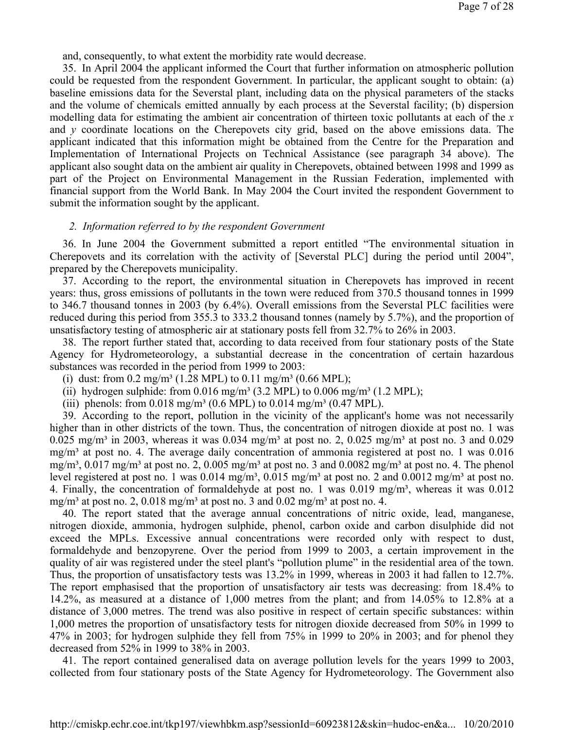and, consequently, to what extent the morbidity rate would decrease.

35. In April 2004 the applicant informed the Court that further information on atmospheric pollution could be requested from the respondent Government. In particular, the applicant sought to obtain: (a) baseline emissions data for the Severstal plant, including data on the physical parameters of the stacks and the volume of chemicals emitted annually by each process at the Severstal facility; (b) dispersion modelling data for estimating the ambient air concentration of thirteen toxic pollutants at each of the *x* and *y* coordinate locations on the Cherepovets city grid, based on the above emissions data. The applicant indicated that this information might be obtained from the Centre for the Preparation and Implementation of International Projects on Technical Assistance (see paragraph 34 above). The applicant also sought data on the ambient air quality in Cherepovets, obtained between 1998 and 1999 as part of the Project on Environmental Management in the Russian Federation, implemented with financial support from the World Bank. In May 2004 the Court invited the respondent Government to submit the information sought by the applicant.

*2. Information referred to by the respondent Government*

36. In June 2004 the Government submitted a report entitled "The environmental situation in Cherepovets and its correlation with the activity of [Severstal PLC] during the period until 2004", prepared by the Cherepovets municipality.

37. According to the report, the environmental situation in Cherepovets has improved in recent years: thus, gross emissions of pollutants in the town were reduced from 370.5 thousand tonnes in 1999 to 346.7 thousand tonnes in 2003 (by 6.4%). Overall emissions from the Severstal PLC facilities were reduced during this period from 355.3 to 333.2 thousand tonnes (namely by 5.7%), and the proportion of unsatisfactory testing of atmospheric air at stationary posts fell from 32.7% to 26% in 2003.

38. The report further stated that, according to data received from four stationary posts of the State Agency for Hydrometeorology, a substantial decrease in the concentration of certain hazardous substances was recorded in the period from 1999 to 2003:

(i) dust: from 0.2 mg/m³ (1.28 MPL) to 0.11 mg/m³ (0.66 MPL);

(ii) hydrogen sulphide: from 0.016 mg/m³ (3.2 MPL) to 0.006 mg/m³ (1.2 MPL);

(iii) phenols: from 0.018 mg/m³ (0.6 MPL) to 0.014 mg/m³ (0.47 MPL).

39. According to the report, pollution in the vicinity of the applicant's home was not necessarily higher than in other districts of the town. Thus, the concentration of nitrogen dioxide at post no. 1 was 0.025 mg/m³ in 2003, whereas it was 0.034 mg/m³ at post no. 2, 0.025 mg/m³ at post no. 3 and 0.029 mg/m³ at post no. 4. The average daily concentration of ammonia registered at post no. 1 was 0.016 mg/m³, 0.017 mg/m³ at post no. 2, 0.005 mg/m³ at post no. 3 and 0.0082 mg/m³ at post no. 4. The phenol level registered at post no. 1 was 0.014 mg/m³, 0.015 mg/m³ at post no. 2 and 0.0012 mg/m³ at post no. 4. Finally, the concentration of formaldehyde at post no. 1 was 0.019 mg/m³, whereas it was 0.012 mg/m³ at post no. 2, 0.018 mg/m³ at post no. 3 and 0.02 mg/m³ at post no. 4.

40. The report stated that the average annual concentrations of nitric oxide, lead, manganese, nitrogen dioxide, ammonia, hydrogen sulphide, phenol, carbon oxide and carbon disulphide did not exceed the MPLs. Excessive annual concentrations were recorded only with respect to dust, formaldehyde and benzopyrene. Over the period from 1999 to 2003, a certain improvement in the quality of air was registered under the steel plant's "pollution plume" in the residential area of the town. Thus, the proportion of unsatisfactory tests was 13.2% in 1999, whereas in 2003 it had fallen to 12.7%. The report emphasised that the proportion of unsatisfactory air tests was decreasing: from 18.4% to 14.2%, as measured at a distance of 1,000 metres from the plant; and from 14.05% to 12.8% at a distance of 3,000 metres. The trend was also positive in respect of certain specific substances: within 1,000 metres the proportion of unsatisfactory tests for nitrogen dioxide decreased from 50% in 1999 to 47% in 2003; for hydrogen sulphide they fell from 75% in 1999 to 20% in 2003; and for phenol they decreased from 52% in 1999 to 38% in 2003.

41. The report contained generalised data on average pollution levels for the years 1999 to 2003, collected from four stationary posts of the State Agency for Hydrometeorology. The Government also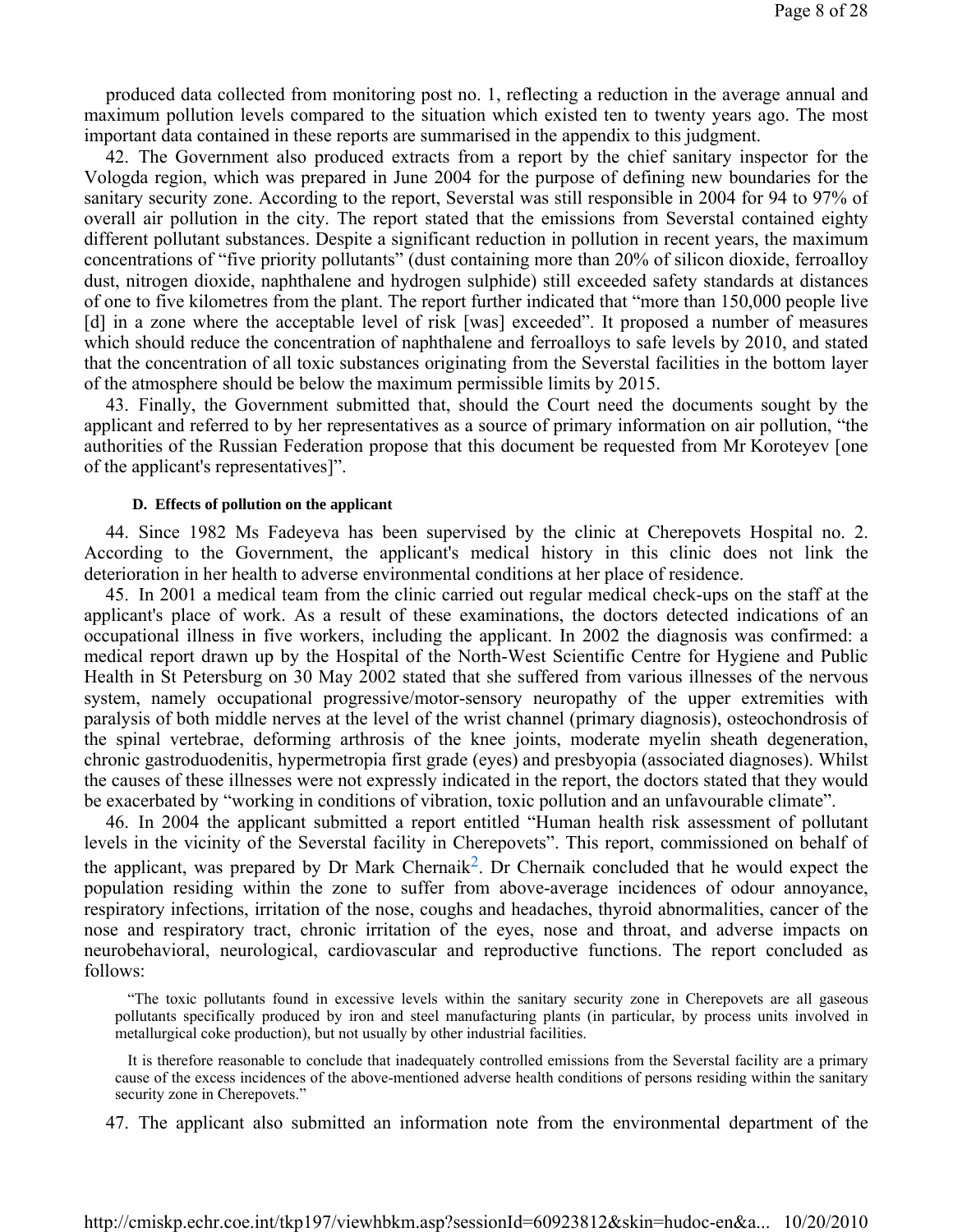produced data collected from monitoring post no. 1, reflecting a reduction in the average annual and maximum pollution levels compared to the situation which existed ten to twenty years ago. The most important data contained in these reports are summarised in the appendix to this judgment.

42. The Government also produced extracts from a report by the chief sanitary inspector for the Vologda region, which was prepared in June 2004 for the purpose of defining new boundaries for the sanitary security zone. According to the report, Severstal was still responsible in 2004 for 94 to 97% of overall air pollution in the city. The report stated that the emissions from Severstal contained eighty different pollutant substances. Despite a significant reduction in pollution in recent years, the maximum concentrations of "five priority pollutants" (dust containing more than 20% of silicon dioxide, ferroalloy dust, nitrogen dioxide, naphthalene and hydrogen sulphide) still exceeded safety standards at distances of one to five kilometres from the plant. The report further indicated that "more than 150,000 people live [d] in a zone where the acceptable level of risk [was] exceeded". It proposed a number of measures which should reduce the concentration of naphthalene and ferroalloys to safe levels by 2010, and stated that the concentration of all toxic substances originating from the Severstal facilities in the bottom layer of the atmosphere should be below the maximum permissible limits by 2015.

43. Finally, the Government submitted that, should the Court need the documents sought by the applicant and referred to by her representatives as a source of primary information on air pollution, "the authorities of the Russian Federation propose that this document be requested from Mr Koroteyev [one of the applicant's representatives]".

#### D. Effects of pollution on the applicant

44. Since 1982 Ms Fadeyeva has been supervised by the clinic at Cherepovets Hospital no. 2. According to the Government, the applicant's medical history in this clinic does not link the deterioration in her health to adverse environmental conditions at her place of residence.

45. In 2001 a medical team from the clinic carried out regular medical check-ups on the staff at the applicant's place of work. As a result of these examinations, the doctors detected indications of an occupational illness in five workers, including the applicant. In 2002 the diagnosis was confirmed: a medical report drawn up by the Hospital of the North-West Scientific Centre for Hygiene and Public Health in St Petersburg on 30 May 2002 stated that she suffered from various illnesses of the nervous system, namely occupational progressive/motor-sensory neuropathy of the upper extremities with paralysis of both middle nerves at the level of the wrist channel (primary diagnosis), osteochondrosis of the spinal vertebrae, deforming arthrosis of the knee joints, moderate myelin sheath degeneration, chronic gastroduodenitis, hypermetropia first grade (eyes) and presbyopia (associated diagnoses). Whilst the causes of these illnesses were not expressly indicated in the report, the doctors stated that they would be exacerbated by "working in conditions of vibration, toxic pollution and an unfavourable climate".

46. In 2004 the applicant submitted a report entitled "Human health risk assessment of pollutant levels in the vicinity of the Severstal facility in Cherepovets". This report, commissioned on behalf of the applicant, was prepared by Dr Mark Chernaik[2]. Dr Chernaik concluded that he would expect the population residing within the zone to suffer from above-average incidences of odour annoyance, respiratory infections, irritation of the nose, coughs and headaches, thyroid abnormalities, cancer of the nose and respiratory tract, chronic irritation of the eyes, nose and throat, and adverse impacts on neurobehavioral, neurological, cardiovascular and reproductive functions. The report concluded as follows:

> "The toxic pollutants found in excessive levels within the sanitary security zone in Cherepovets are all gaseous pollutants specifically produced by iron and steel manufacturing plants (in particular, by process units involved in metallurgical coke production), but not usually by other industrial facilities.
>
> It is therefore reasonable to conclude that inadequately controlled emissions from the Severstal facility are a primary cause of the excess incidences of the above-mentioned adverse health conditions of persons residing within the sanitary security zone in Cherepovets."

47. The applicant also submitted an information note from the environmental department of the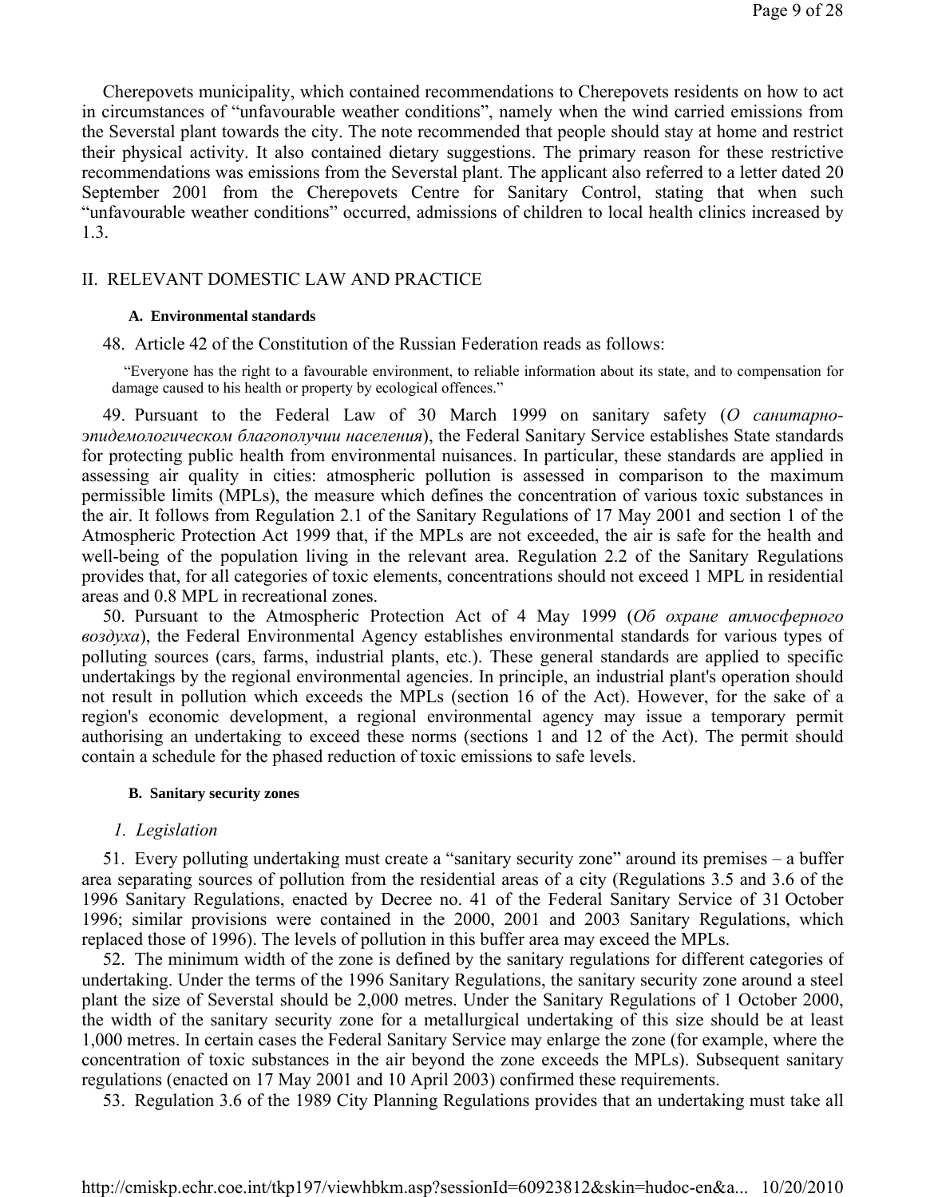Cherepovets municipality, which contained recommendations to Cherepovets residents on how to act in circumstances of "unfavourable weather conditions", namely when the wind carried emissions from the Severstal plant towards the city. The note recommended that people should stay at home and restrict their physical activity. It also contained dietary suggestions. The primary reason for these restrictive recommendations was emissions from the Severstal plant. The applicant also referred to a letter dated 20 September 2001 from the Cherepovets Centre for Sanitary Control, stating that when such "unfavourable weather conditions" occurred, admissions of children to local health clinics increased by 1.3.

## II. RELEVANT DOMESTIC LAW AND PRACTICE

### A. Environmental standards

48. Article 42 of the Constitution of the Russian Federation reads as follows:

> "Everyone has the right to a favourable environment, to reliable information about its state, and to compensation for damage caused to his health or property by ecological offences."

49. Pursuant to the Federal Law of 30 March 1999 on sanitary safety (*О санитарно-эпидемологическом благополучии населения*), the Federal Sanitary Service establishes State standards for protecting public health from environmental nuisances. In particular, these standards are applied in assessing air quality in cities: atmospheric pollution is assessed in comparison to the maximum permissible limits (MPLs), the measure which defines the concentration of various toxic substances in the air. It follows from Regulation 2.1 of the Sanitary Regulations of 17 May 2001 and section 1 of the Atmospheric Protection Act 1999 that, if the MPLs are not exceeded, the air is safe for the health and well-being of the population living in the relevant area. Regulation 2.2 of the Sanitary Regulations provides that, for all categories of toxic elements, concentrations should not exceed 1 MPL in residential areas and 0.8 MPL in recreational zones.

50. Pursuant to the Atmospheric Protection Act of 4 May 1999 (*Об охране атмосферного воздуха*), the Federal Environmental Agency establishes environmental standards for various types of polluting sources (cars, farms, industrial plants, etc.). These general standards are applied to specific undertakings by the regional environmental agencies. In principle, an industrial plant's operation should not result in pollution which exceeds the MPLs (section 16 of the Act). However, for the sake of a region's economic development, a regional environmental agency may issue a temporary permit authorising an undertaking to exceed these norms (sections 1 and 12 of the Act). The permit should contain a schedule for the phased reduction of toxic emissions to safe levels.

### B. Sanitary security zones

#### *1. Legislation*

51. Every polluting undertaking must create a "sanitary security zone" around its premises – a buffer area separating sources of pollution from the residential areas of a city (Regulations 3.5 and 3.6 of the 1996 Sanitary Regulations, enacted by Decree no. 41 of the Federal Sanitary Service of 31 October 1996; similar provisions were contained in the 2000, 2001 and 2003 Sanitary Regulations, which replaced those of 1996). The levels of pollution in this buffer area may exceed the MPLs.

52. The minimum width of the zone is defined by the sanitary regulations for different categories of undertaking. Under the terms of the 1996 Sanitary Regulations, the sanitary security zone around a steel plant the size of Severstal should be 2,000 metres. Under the Sanitary Regulations of 1 October 2000, the width of the sanitary security zone for a metallurgical undertaking of this size should be at least 1,000 metres. In certain cases the Federal Sanitary Service may enlarge the zone (for example, where the concentration of toxic substances in the air beyond the zone exceeds the MPLs). Subsequent sanitary regulations (enacted on 17 May 2001 and 10 April 2003) confirmed these requirements.

53. Regulation 3.6 of the 1989 City Planning Regulations provides that an undertaking must take all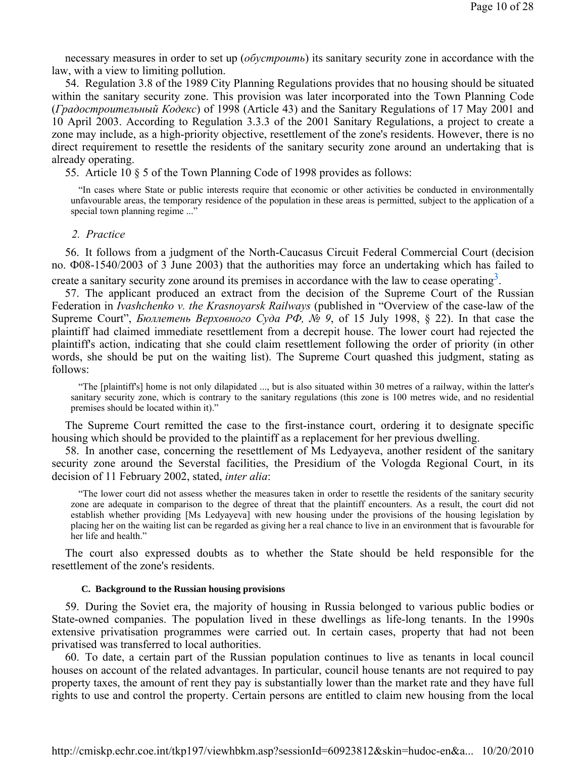necessary measures in order to set up (*обустроить*) its sanitary security zone in accordance with the law, with a view to limiting pollution.

54. Regulation 3.8 of the 1989 City Planning Regulations provides that no housing should be situated within the sanitary security zone. This provision was later incorporated into the Town Planning Code (*Градостроительный Кодекс*) of 1998 (Article 43) and the Sanitary Regulations of 17 May 2001 and 10 April 2003. According to Regulation 3.3.3 of the 2001 Sanitary Regulations, a project to create a zone may include, as a high-priority objective, resettlement of the zone's residents. However, there is no direct requirement to resettle the residents of the sanitary security zone around an undertaking that is already operating.

55. Article 10 § 5 of the Town Planning Code of 1998 provides as follows:

> "In cases where State or public interests require that economic or other activities be conducted in environmentally unfavourable areas, the temporary residence of the population in these areas is permitted, subject to the application of a special town planning regime ..."

*2. Practice*

56. It follows from a judgment of the North-Caucasus Circuit Federal Commercial Court (decision no. Ф08-1540/2003 of 3 June 2003) that the authorities may force an undertaking which has failed to create a sanitary security zone around its premises in accordance with the law to cease operating[3].

57. The applicant produced an extract from the decision of the Supreme Court of the Russian Federation in *Ivashchenko v. the Krasnoyarsk Railways* (published in "Overview of the case-law of the Supreme Court", *Бюллетень Верховного Суда РФ, № 9*, of 15 July 1998, § 22). In that case the plaintiff had claimed immediate resettlement from a decrepit house. The lower court had rejected the plaintiff's action, indicating that she could claim resettlement following the order of priority (in other words, she should be put on the waiting list). The Supreme Court quashed this judgment, stating as follows:

> "The [plaintiff's] home is not only dilapidated ..., but is also situated within 30 metres of a railway, within the latter's sanitary security zone, which is contrary to the sanitary regulations (this zone is 100 metres wide, and no residential premises should be located within it)."

The Supreme Court remitted the case to the first-instance court, ordering it to designate specific housing which should be provided to the plaintiff as a replacement for her previous dwelling.

58. In another case, concerning the resettlement of Ms Ledyayeva, another resident of the sanitary security zone around the Severstal facilities, the Presidium of the Vologda Regional Court, in its decision of 11 February 2002, stated, *inter alia*:

> "The lower court did not assess whether the measures taken in order to resettle the residents of the sanitary security zone are adequate in comparison to the degree of threat that the plaintiff encounters. As a result, the court did not establish whether providing [Ms Ledyayeva] with new housing under the provisions of the housing legislation by placing her on the waiting list can be regarded as giving her a real chance to live in an environment that is favourable for her life and health."

The court also expressed doubts as to whether the State should be held responsible for the resettlement of the zone's residents.

#### C. Background to the Russian housing provisions

59. During the Soviet era, the majority of housing in Russia belonged to various public bodies or State-owned companies. The population lived in these dwellings as life-long tenants. In the 1990s extensive privatisation programmes were carried out. In certain cases, property that had not been privatised was transferred to local authorities.

60. To date, a certain part of the Russian population continues to live as tenants in local council houses on account of the related advantages. In particular, council house tenants are not required to pay property taxes, the amount of rent they pay is substantially lower than the market rate and they have full rights to use and control the property. Certain persons are entitled to claim new housing from the local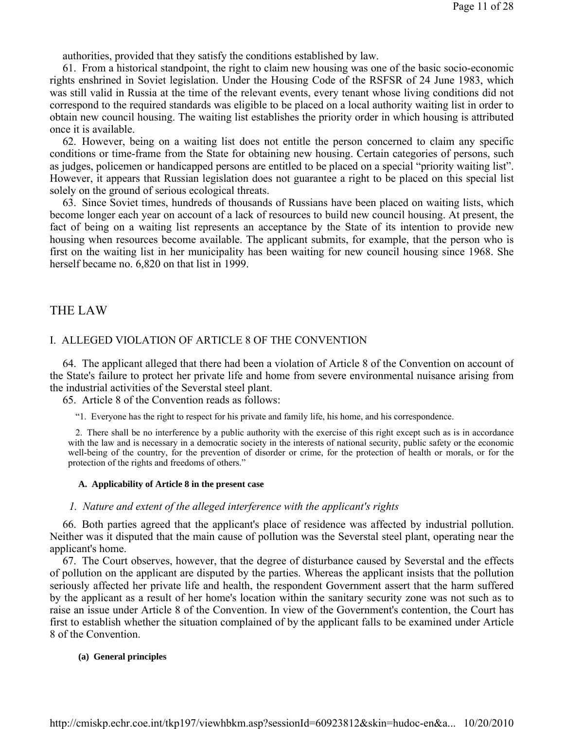authorities, provided that they satisfy the conditions established by law.

61. From a historical standpoint, the right to claim new housing was one of the basic socio-economic rights enshrined in Soviet legislation. Under the Housing Code of the RSFSR of 24 June 1983, which was still valid in Russia at the time of the relevant events, every tenant whose living conditions did not correspond to the required standards was eligible to be placed on a local authority waiting list in order to obtain new council housing. The waiting list establishes the priority order in which housing is attributed once it is available.

62. However, being on a waiting list does not entitle the person concerned to claim any specific conditions or time-frame from the State for obtaining new housing. Certain categories of persons, such as judges, policemen or handicapped persons are entitled to be placed on a special "priority waiting list". However, it appears that Russian legislation does not guarantee a right to be placed on this special list solely on the ground of serious ecological threats.

63. Since Soviet times, hundreds of thousands of Russians have been placed on waiting lists, which become longer each year on account of a lack of resources to build new council housing. At present, the fact of being on a waiting list represents an acceptance by the State of its intention to provide new housing when resources become available. The applicant submits, for example, that the person who is first on the waiting list in her municipality has been waiting for new council housing since 1968. She herself became no. 6,820 on that list in 1999.

## THE LAW

### I. ALLEGED VIOLATION OF ARTICLE 8 OF THE CONVENTION

64. The applicant alleged that there had been a violation of Article 8 of the Convention on account of the State's failure to protect her private life and home from severe environmental nuisance arising from the industrial activities of the Severstal steel plant.

65. Article 8 of the Convention reads as follows:

> "1. Everyone has the right to respect for his private and family life, his home, and his correspondence.
>
> 2. There shall be no interference by a public authority with the exercise of this right except such as is in accordance with the law and is necessary in a democratic society in the interests of national security, public safety or the economic well-being of the country, for the prevention of disorder or crime, for the protection of health or morals, or for the protection of the rights and freedoms of others."

#### A. Applicability of Article 8 in the present case

##### *1. Nature and extent of the alleged interference with the applicant's rights*

66. Both parties agreed that the applicant's place of residence was affected by industrial pollution. Neither was it disputed that the main cause of pollution was the Severstal steel plant, operating near the applicant's home.

67. The Court observes, however, that the degree of disturbance caused by Severstal and the effects of pollution on the applicant are disputed by the parties. Whereas the applicant insists that the pollution seriously affected her private life and health, the respondent Government assert that the harm suffered by the applicant as a result of her home's location within the sanitary security zone was not such as to raise an issue under Article 8 of the Convention. In view of the Government's contention, the Court has first to establish whether the situation complained of by the applicant falls to be examined under Article 8 of the Convention.

**(a) General principles**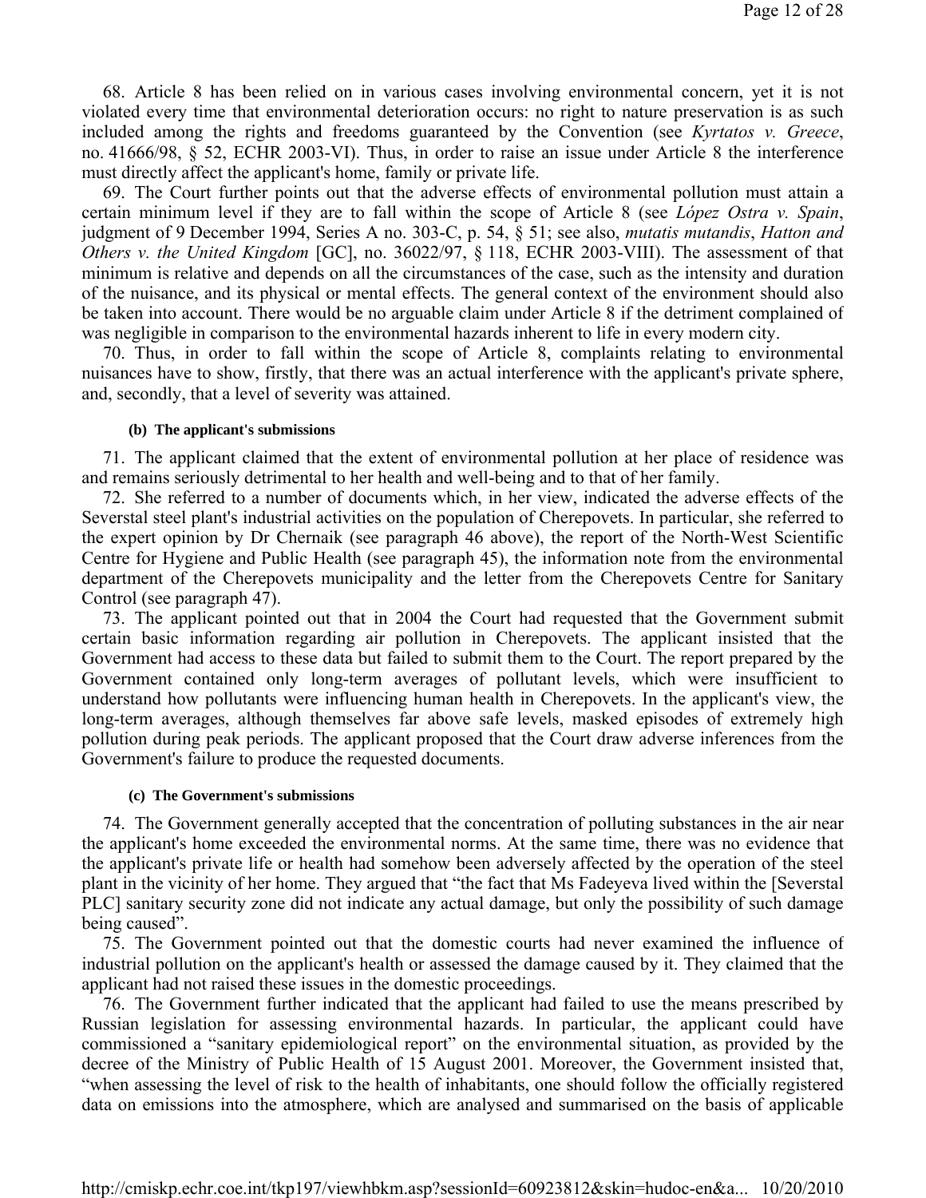68. Article 8 has been relied on in various cases involving environmental concern, yet it is not violated every time that environmental deterioration occurs: no right to nature preservation is as such included among the rights and freedoms guaranteed by the Convention (see *Kyrtatos v. Greece*, no. 41666/98, § 52, ECHR 2003-VI). Thus, in order to raise an issue under Article 8 the interference must directly affect the applicant's home, family or private life.

69. The Court further points out that the adverse effects of environmental pollution must attain a certain minimum level if they are to fall within the scope of Article 8 (see *López Ostra v. Spain*, judgment of 9 December 1994, Series A no. 303-C, p. 54, § 51; see also, *mutatis mutandis*, *Hatton and Others v. the United Kingdom* [GC], no. 36022/97, § 118, ECHR 2003-VIII). The assessment of that minimum is relative and depends on all the circumstances of the case, such as the intensity and duration of the nuisance, and its physical or mental effects. The general context of the environment should also be taken into account. There would be no arguable claim under Article 8 if the detriment complained of was negligible in comparison to the environmental hazards inherent to life in every modern city.

70. Thus, in order to fall within the scope of Article 8, complaints relating to environmental nuisances have to show, firstly, that there was an actual interference with the applicant's private sphere, and, secondly, that a level of severity was attained.

#### (b) The applicant's submissions

71. The applicant claimed that the extent of environmental pollution at her place of residence was and remains seriously detrimental to her health and well-being and to that of her family.

72. She referred to a number of documents which, in her view, indicated the adverse effects of the Severstal steel plant's industrial activities on the population of Cherepovets. In particular, she referred to the expert opinion by Dr Chernaik (see paragraph 46 above), the report of the North-West Scientific Centre for Hygiene and Public Health (see paragraph 45), the information note from the environmental department of the Cherepovets municipality and the letter from the Cherepovets Centre for Sanitary Control (see paragraph 47).

73. The applicant pointed out that in 2004 the Court had requested that the Government submit certain basic information regarding air pollution in Cherepovets. The applicant insisted that the Government had access to these data but failed to submit them to the Court. The report prepared by the Government contained only long-term averages of pollutant levels, which were insufficient to understand how pollutants were influencing human health in Cherepovets. In the applicant's view, the long-term averages, although themselves far above safe levels, masked episodes of extremely high pollution during peak periods. The applicant proposed that the Court draw adverse inferences from the Government's failure to produce the requested documents.

#### (c) The Government's submissions

74. The Government generally accepted that the concentration of polluting substances in the air near the applicant's home exceeded the environmental norms. At the same time, there was no evidence that the applicant's private life or health had somehow been adversely affected by the operation of the steel plant in the vicinity of her home. They argued that "the fact that Ms Fadeyeva lived within the [Severstal PLC] sanitary security zone did not indicate any actual damage, but only the possibility of such damage being caused".

75. The Government pointed out that the domestic courts had never examined the influence of industrial pollution on the applicant's health or assessed the damage caused by it. They claimed that the applicant had not raised these issues in the domestic proceedings.

76. The Government further indicated that the applicant had failed to use the means prescribed by Russian legislation for assessing environmental hazards. In particular, the applicant could have commissioned a "sanitary epidemiological report" on the environmental situation, as provided by the decree of the Ministry of Public Health of 15 August 2001. Moreover, the Government insisted that, "when assessing the level of risk to the health of inhabitants, one should follow the officially registered data on emissions into the atmosphere, which are analysed and summarised on the basis of applicable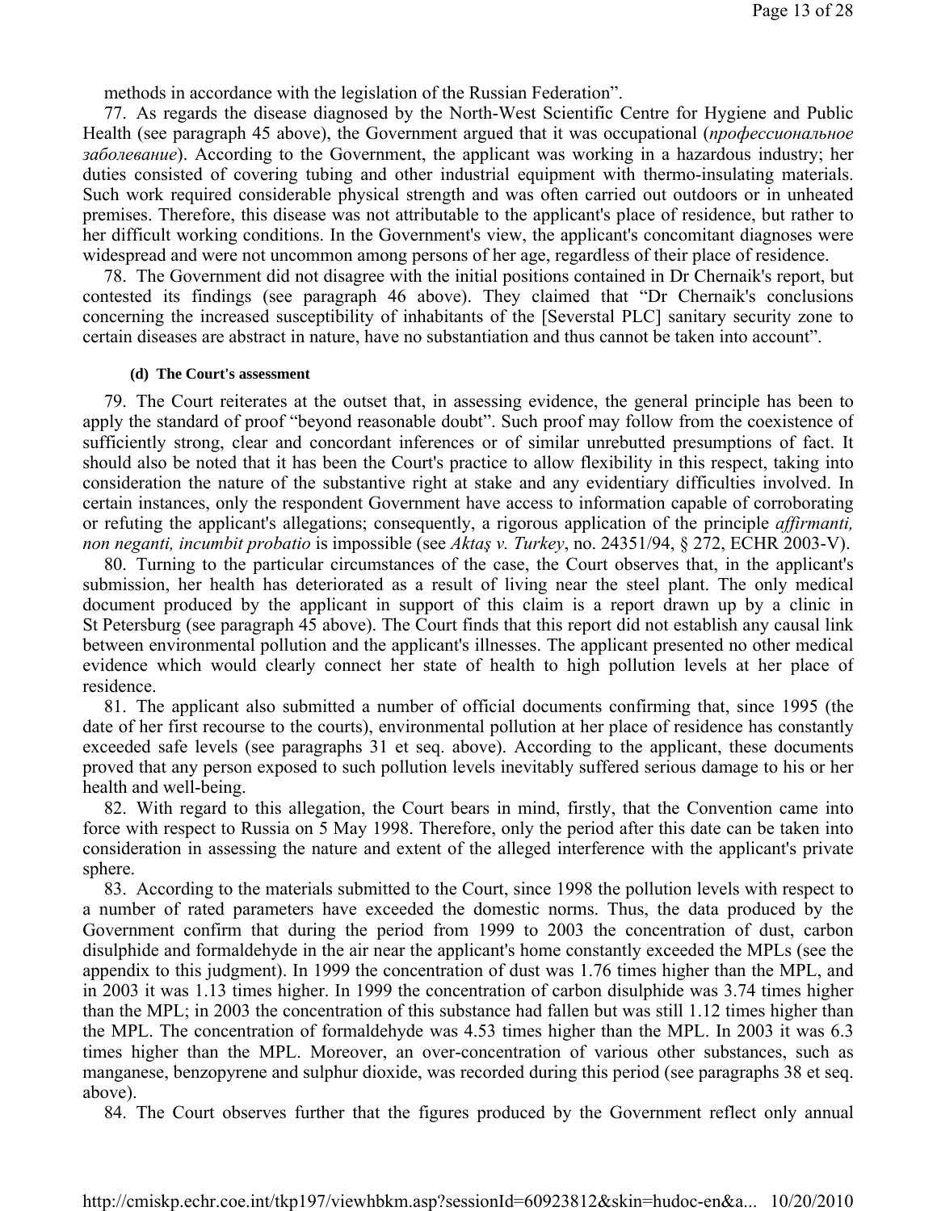methods in accordance with the legislation of the Russian Federation".

77. As regards the disease diagnosed by the North-West Scientific Centre for Hygiene and Public Health (see paragraph 45 above), the Government argued that it was occupational (*профессиональное заболевание*). According to the Government, the applicant was working in a hazardous industry; her duties consisted of covering tubing and other industrial equipment with thermo-insulating materials. Such work required considerable physical strength and was often carried out outdoors or in unheated premises. Therefore, this disease was not attributable to the applicant's place of residence, but rather to her difficult working conditions. In the Government's view, the applicant's concomitant diagnoses were widespread and were not uncommon among persons of her age, regardless of their place of residence.

78. The Government did not disagree with the initial positions contained in Dr Chernaik's report, but contested its findings (see paragraph 46 above). They claimed that "Dr Chernaik's conclusions concerning the increased susceptibility of inhabitants of the [Severstal PLC] sanitary security zone to certain diseases are abstract in nature, have no substantiation and thus cannot be taken into account".

#### (d) The Court's assessment

79. The Court reiterates at the outset that, in assessing evidence, the general principle has been to apply the standard of proof "beyond reasonable doubt". Such proof may follow from the coexistence of sufficiently strong, clear and concordant inferences or of similar unrebutted presumptions of fact. It should also be noted that it has been the Court's practice to allow flexibility in this respect, taking into consideration the nature of the substantive right at stake and any evidentiary difficulties involved. In certain instances, only the respondent Government have access to information capable of corroborating or refuting the applicant's allegations; consequently, a rigorous application of the principle *affirmanti, non neganti, incumbit probatio* is impossible (see *Aktaş v. Turkey*, no. 24351/94, § 272, ECHR 2003-V).

80. Turning to the particular circumstances of the case, the Court observes that, in the applicant's submission, her health has deteriorated as a result of living near the steel plant. The only medical document produced by the applicant in support of this claim is a report drawn up by a clinic in St Petersburg (see paragraph 45 above). The Court finds that this report did not establish any causal link between environmental pollution and the applicant's illnesses. The applicant presented no other medical evidence which would clearly connect her state of health to high pollution levels at her place of residence.

81. The applicant also submitted a number of official documents confirming that, since 1995 (the date of her first recourse to the courts), environmental pollution at her place of residence has constantly exceeded safe levels (see paragraphs 31 et seq. above). According to the applicant, these documents proved that any person exposed to such pollution levels inevitably suffered serious damage to his or her health and well-being.

82. With regard to this allegation, the Court bears in mind, firstly, that the Convention came into force with respect to Russia on 5 May 1998. Therefore, only the period after this date can be taken into consideration in assessing the nature and extent of the alleged interference with the applicant's private sphere.

83. According to the materials submitted to the Court, since 1998 the pollution levels with respect to a number of rated parameters have exceeded the domestic norms. Thus, the data produced by the Government confirm that during the period from 1999 to 2003 the concentration of dust, carbon disulphide and formaldehyde in the air near the applicant's home constantly exceeded the MPLs (see the appendix to this judgment). In 1999 the concentration of dust was 1.76 times higher than the MPL, and in 2003 it was 1.13 times higher. In 1999 the concentration of carbon disulphide was 3.74 times higher than the MPL; in 2003 the concentration of this substance had fallen but was still 1.12 times higher than the MPL. The concentration of formaldehyde was 4.53 times higher than the MPL. In 2003 it was 6.3 times higher than the MPL. Moreover, an over-concentration of various other substances, such as manganese, benzopyrene and sulphur dioxide, was recorded during this period (see paragraphs 38 et seq. above).

84. The Court observes further that the figures produced by the Government reflect only annual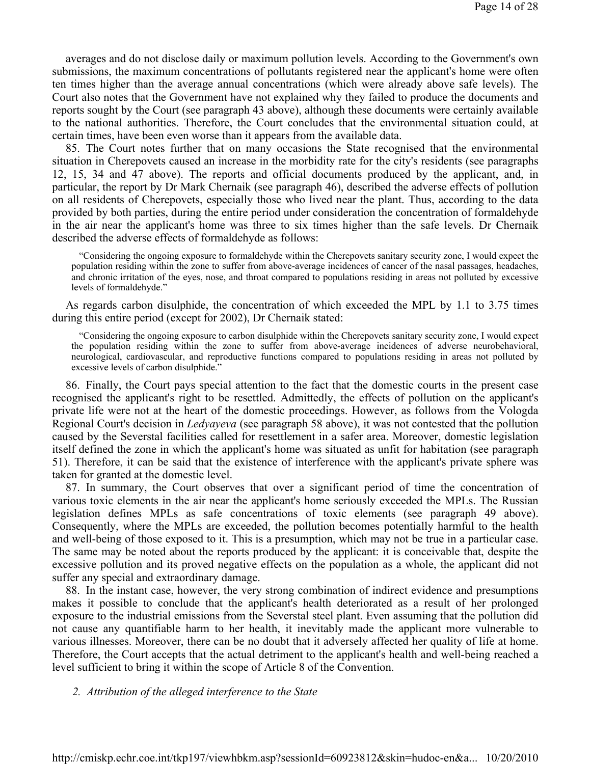averages and do not disclose daily or maximum pollution levels. According to the Government's own submissions, the maximum concentrations of pollutants registered near the applicant's home were often ten times higher than the average annual concentrations (which were already above safe levels). The Court also notes that the Government have not explained why they failed to produce the documents and reports sought by the Court (see paragraph 43 above), although these documents were certainly available to the national authorities. Therefore, the Court concludes that the environmental situation could, at certain times, have been even worse than it appears from the available data.

85. The Court notes further that on many occasions the State recognised that the environmental situation in Cherepovets caused an increase in the morbidity rate for the city's residents (see paragraphs 12, 15, 34 and 47 above). The reports and official documents produced by the applicant, and, in particular, the report by Dr Mark Chernaik (see paragraph 46), described the adverse effects of pollution on all residents of Cherepovets, especially those who lived near the plant. Thus, according to the data provided by both parties, during the entire period under consideration the concentration of formaldehyde in the air near the applicant's home was three to six times higher than the safe levels. Dr Chernaik described the adverse effects of formaldehyde as follows:

> "Considering the ongoing exposure to formaldehyde within the Cherepovets sanitary security zone, I would expect the population residing within the zone to suffer from above-average incidences of cancer of the nasal passages, headaches, and chronic irritation of the eyes, nose, and throat compared to populations residing in areas not polluted by excessive levels of formaldehyde."

As regards carbon disulphide, the concentration of which exceeded the MPL by 1.1 to 3.75 times during this entire period (except for 2002), Dr Chernaik stated:

> "Considering the ongoing exposure to carbon disulphide within the Cherepovets sanitary security zone, I would expect the population residing within the zone to suffer from above-average incidences of adverse neurobehavioral, neurological, cardiovascular, and reproductive functions compared to populations residing in areas not polluted by excessive levels of carbon disulphide."

86. Finally, the Court pays special attention to the fact that the domestic courts in the present case recognised the applicant's right to be resettled. Admittedly, the effects of pollution on the applicant's private life were not at the heart of the domestic proceedings. However, as follows from the Vologda Regional Court's decision in *Ledyayeva* (see paragraph 58 above), it was not contested that the pollution caused by the Severstal facilities called for resettlement in a safer area. Moreover, domestic legislation itself defined the zone in which the applicant's home was situated as unfit for habitation (see paragraph 51). Therefore, it can be said that the existence of interference with the applicant's private sphere was taken for granted at the domestic level.

87. In summary, the Court observes that over a significant period of time the concentration of various toxic elements in the air near the applicant's home seriously exceeded the MPLs. The Russian legislation defines MPLs as safe concentrations of toxic elements (see paragraph 49 above). Consequently, where the MPLs are exceeded, the pollution becomes potentially harmful to the health and well-being of those exposed to it. This is a presumption, which may not be true in a particular case. The same may be noted about the reports produced by the applicant: it is conceivable that, despite the excessive pollution and its proved negative effects on the population as a whole, the applicant did not suffer any special and extraordinary damage.

88. In the instant case, however, the very strong combination of indirect evidence and presumptions makes it possible to conclude that the applicant's health deteriorated as a result of her prolonged exposure to the industrial emissions from the Severstal steel plant. Even assuming that the pollution did not cause any quantifiable harm to her health, it inevitably made the applicant more vulnerable to various illnesses. Moreover, there can be no doubt that it adversely affected her quality of life at home. Therefore, the Court accepts that the actual detriment to the applicant's health and well-being reached a level sufficient to bring it within the scope of Article 8 of the Convention.

*2. Attribution of the alleged interference to the State*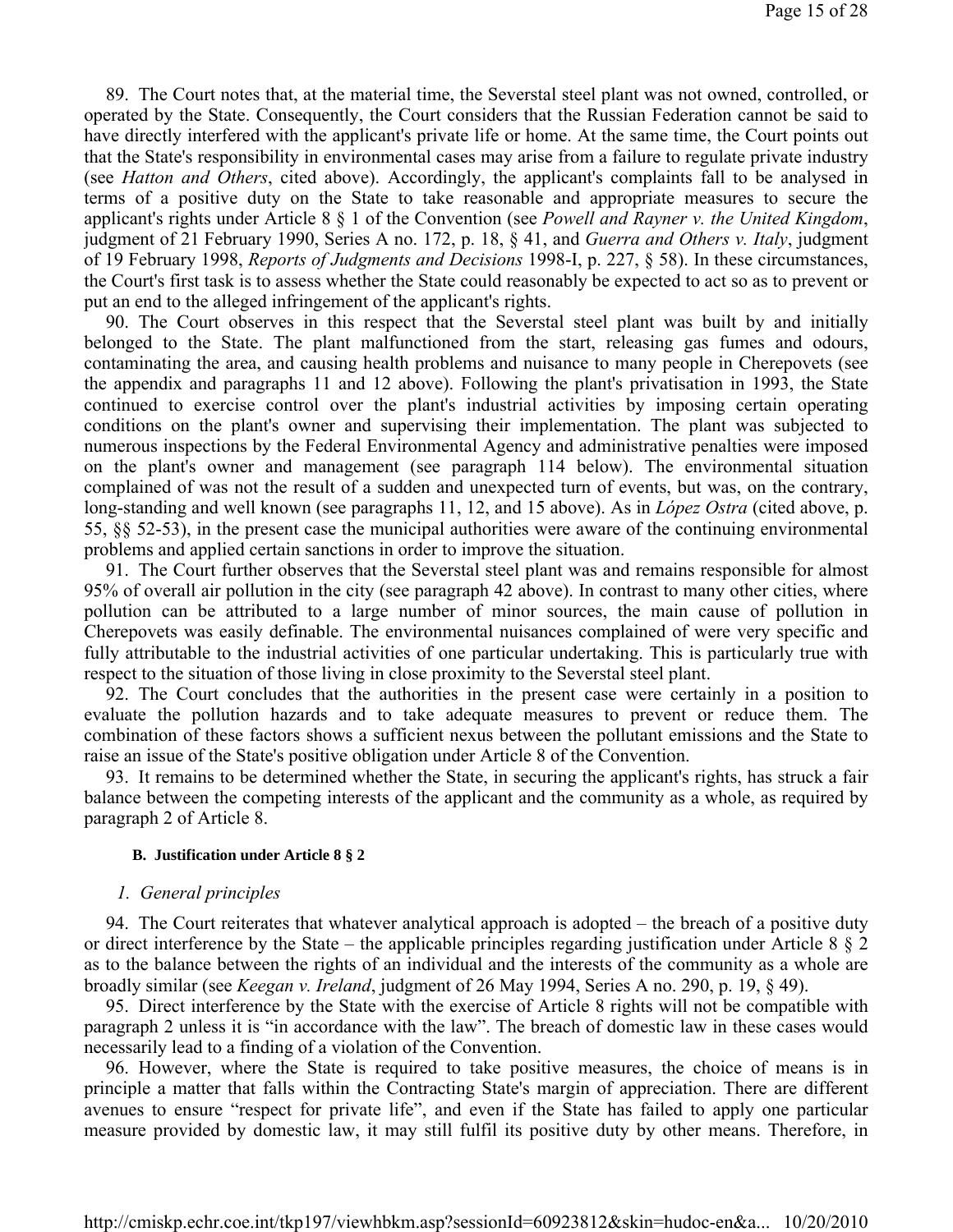89. The Court notes that, at the material time, the Severstal steel plant was not owned, controlled, or operated by the State. Consequently, the Court considers that the Russian Federation cannot be said to have directly interfered with the applicant's private life or home. At the same time, the Court points out that the State's responsibility in environmental cases may arise from a failure to regulate private industry (see *Hatton and Others*, cited above). Accordingly, the applicant's complaints fall to be analysed in terms of a positive duty on the State to take reasonable and appropriate measures to secure the applicant's rights under Article 8 § 1 of the Convention (see *Powell and Rayner v. the United Kingdom*, judgment of 21 February 1990, Series A no. 172, p. 18, § 41, and *Guerra and Others v. Italy*, judgment of 19 February 1998, *Reports of Judgments and Decisions* 1998-I, p. 227, § 58). In these circumstances, the Court's first task is to assess whether the State could reasonably be expected to act so as to prevent or put an end to the alleged infringement of the applicant's rights.

90. The Court observes in this respect that the Severstal steel plant was built by and initially belonged to the State. The plant malfunctioned from the start, releasing gas fumes and odours, contaminating the area, and causing health problems and nuisance to many people in Cherepovets (see the appendix and paragraphs 11 and 12 above). Following the plant's privatisation in 1993, the State continued to exercise control over the plant's industrial activities by imposing certain operating conditions on the plant's owner and supervising their implementation. The plant was subjected to numerous inspections by the Federal Environmental Agency and administrative penalties were imposed on the plant's owner and management (see paragraph 114 below). The environmental situation complained of was not the result of a sudden and unexpected turn of events, but was, on the contrary, long-standing and well known (see paragraphs 11, 12, and 15 above). As in *López Ostra* (cited above, p. 55, §§ 52-53), in the present case the municipal authorities were aware of the continuing environmental problems and applied certain sanctions in order to improve the situation.

91. The Court further observes that the Severstal steel plant was and remains responsible for almost 95% of overall air pollution in the city (see paragraph 42 above). In contrast to many other cities, where pollution can be attributed to a large number of minor sources, the main cause of pollution in Cherepovets was easily definable. The environmental nuisances complained of were very specific and fully attributable to the industrial activities of one particular undertaking. This is particularly true with respect to the situation of those living in close proximity to the Severstal steel plant.

92. The Court concludes that the authorities in the present case were certainly in a position to evaluate the pollution hazards and to take adequate measures to prevent or reduce them. The combination of these factors shows a sufficient nexus between the pollutant emissions and the State to raise an issue of the State's positive obligation under Article 8 of the Convention.

93. It remains to be determined whether the State, in securing the applicant's rights, has struck a fair balance between the competing interests of the applicant and the community as a whole, as required by paragraph 2 of Article 8.

#### B. Justification under Article 8 § 2

##### *1. General principles*

94. The Court reiterates that whatever analytical approach is adopted – the breach of a positive duty or direct interference by the State – the applicable principles regarding justification under Article 8 § 2 as to the balance between the rights of an individual and the interests of the community as a whole are broadly similar (see *Keegan v. Ireland*, judgment of 26 May 1994, Series A no. 290, p. 19, § 49).

95. Direct interference by the State with the exercise of Article 8 rights will not be compatible with paragraph 2 unless it is "in accordance with the law". The breach of domestic law in these cases would necessarily lead to a finding of a violation of the Convention.

96. However, where the State is required to take positive measures, the choice of means is in principle a matter that falls within the Contracting State's margin of appreciation. There are different avenues to ensure "respect for private life", and even if the State has failed to apply one particular measure provided by domestic law, it may still fulfil its positive duty by other means. Therefore, in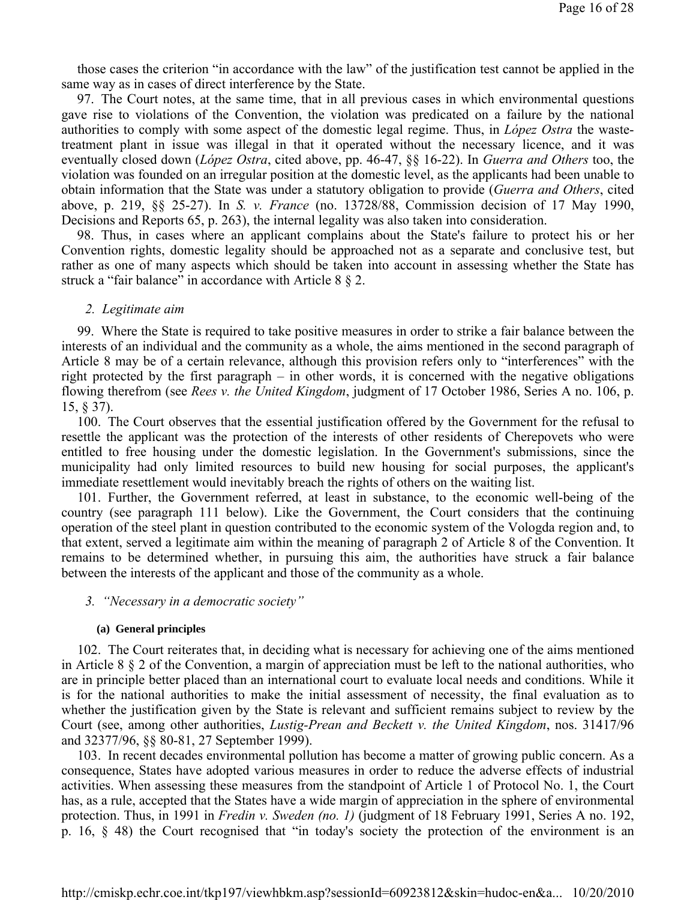those cases the criterion "in accordance with the law" of the justification test cannot be applied in the same way as in cases of direct interference by the State.

97. The Court notes, at the same time, that in all previous cases in which environmental questions gave rise to violations of the Convention, the violation was predicated on a failure by the national authorities to comply with some aspect of the domestic legal regime. Thus, in *López Ostra* the waste-treatment plant in issue was illegal in that it operated without the necessary licence, and it was eventually closed down (*López Ostra*, cited above, pp. 46-47, §§ 16-22). In *Guerra and Others* too, the violation was founded on an irregular position at the domestic level, as the applicants had been unable to obtain information that the State was under a statutory obligation to provide (*Guerra and Others*, cited above, p. 219, §§ 25-27). In *S. v. France* (no. 13728/88, Commission decision of 17 May 1990, Decisions and Reports 65, p. 263), the internal legality was also taken into consideration.

98. Thus, in cases where an applicant complains about the State's failure to protect his or her Convention rights, domestic legality should be approached not as a separate and conclusive test, but rather as one of many aspects which should be taken into account in assessing whether the State has struck a "fair balance" in accordance with Article 8 § 2.

### *2. Legitimate aim*

99. Where the State is required to take positive measures in order to strike a fair balance between the interests of an individual and the community as a whole, the aims mentioned in the second paragraph of Article 8 may be of a certain relevance, although this provision refers only to "interferences" with the right protected by the first paragraph – in other words, it is concerned with the negative obligations flowing therefrom (see *Rees v. the United Kingdom*, judgment of 17 October 1986, Series A no. 106, p. 15, § 37).

100. The Court observes that the essential justification offered by the Government for the refusal to resettle the applicant was the protection of the interests of other residents of Cherepovets who were entitled to free housing under the domestic legislation. In the Government's submissions, since the municipality had only limited resources to build new housing for social purposes, the applicant's immediate resettlement would inevitably breach the rights of others on the waiting list.

101. Further, the Government referred, at least in substance, to the economic well-being of the country (see paragraph 111 below). Like the Government, the Court considers that the continuing operation of the steel plant in question contributed to the economic system of the Vologda region and, to that extent, served a legitimate aim within the meaning of paragraph 2 of Article 8 of the Convention. It remains to be determined whether, in pursuing this aim, the authorities have struck a fair balance between the interests of the applicant and those of the community as a whole.

### *3. "Necessary in a democratic society"*

#### **(a) General principles**

102. The Court reiterates that, in deciding what is necessary for achieving one of the aims mentioned in Article 8 § 2 of the Convention, a margin of appreciation must be left to the national authorities, who are in principle better placed than an international court to evaluate local needs and conditions. While it is for the national authorities to make the initial assessment of necessity, the final evaluation as to whether the justification given by the State is relevant and sufficient remains subject to review by the Court (see, among other authorities, *Lustig-Prean and Beckett v. the United Kingdom*, nos. 31417/96 and 32377/96, §§ 80-81, 27 September 1999).

103. In recent decades environmental pollution has become a matter of growing public concern. As a consequence, States have adopted various measures in order to reduce the adverse effects of industrial activities. When assessing these measures from the standpoint of Article 1 of Protocol No. 1, the Court has, as a rule, accepted that the States have a wide margin of appreciation in the sphere of environmental protection. Thus, in 1991 in *Fredin v. Sweden (no. 1)* (judgment of 18 February 1991, Series A no. 192, p. 16, § 48) the Court recognised that "in today's society the protection of the environment is an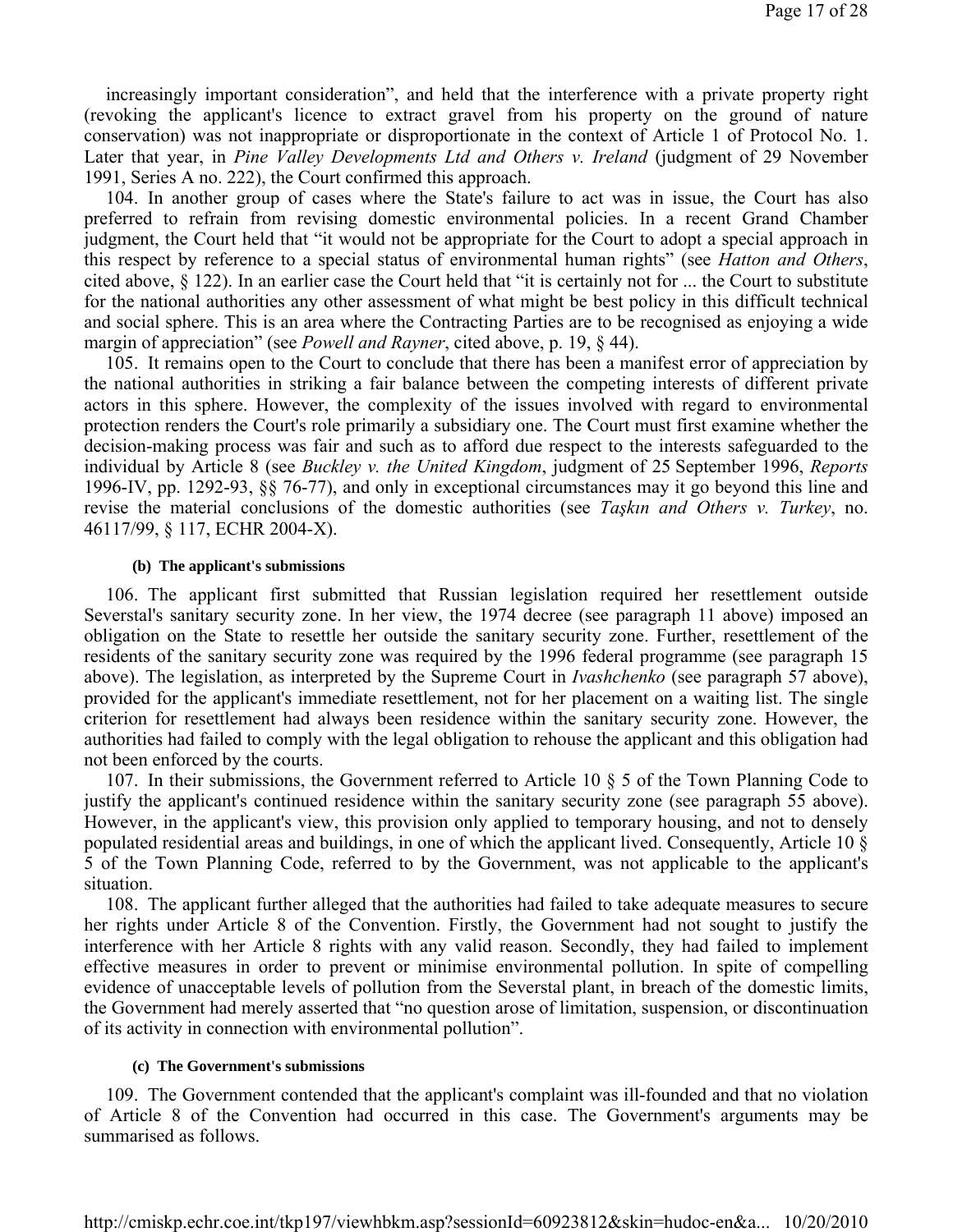increasingly important consideration", and held that the interference with a private property right (revoking the applicant's licence to extract gravel from his property on the ground of nature conservation) was not inappropriate or disproportionate in the context of Article 1 of Protocol No. 1. Later that year, in *Pine Valley Developments Ltd and Others v. Ireland* (judgment of 29 November 1991, Series A no. 222), the Court confirmed this approach.

104. In another group of cases where the State's failure to act was in issue, the Court has also preferred to refrain from revising domestic environmental policies. In a recent Grand Chamber judgment, the Court held that "it would not be appropriate for the Court to adopt a special approach in this respect by reference to a special status of environmental human rights" (see *Hatton and Others*, cited above, § 122). In an earlier case the Court held that "it is certainly not for ... the Court to substitute for the national authorities any other assessment of what might be best policy in this difficult technical and social sphere. This is an area where the Contracting Parties are to be recognised as enjoying a wide margin of appreciation" (see *Powell and Rayner*, cited above, p. 19, § 44).

105. It remains open to the Court to conclude that there has been a manifest error of appreciation by the national authorities in striking a fair balance between the competing interests of different private actors in this sphere. However, the complexity of the issues involved with regard to environmental protection renders the Court's role primarily a subsidiary one. The Court must first examine whether the decision-making process was fair and such as to afford due respect to the interests safeguarded to the individual by Article 8 (see *Buckley v. the United Kingdom*, judgment of 25 September 1996, *Reports* 1996-IV, pp. 1292-93, §§ 76-77), and only in exceptional circumstances may it go beyond this line and revise the material conclusions of the domestic authorities (see *Taşkın and Others v. Turkey*, no. 46117/99, § 117, ECHR 2004-X).

#### (b) The applicant's submissions

106. The applicant first submitted that Russian legislation required her resettlement outside Severstal's sanitary security zone. In her view, the 1974 decree (see paragraph 11 above) imposed an obligation on the State to resettle her outside the sanitary security zone. Further, resettlement of the residents of the sanitary security zone was required by the 1996 federal programme (see paragraph 15 above). The legislation, as interpreted by the Supreme Court in *Ivashchenko* (see paragraph 57 above), provided for the applicant's immediate resettlement, not for her placement on a waiting list. The single criterion for resettlement had always been residence within the sanitary security zone. However, the authorities had failed to comply with the legal obligation to rehouse the applicant and this obligation had not been enforced by the courts.

107. In their submissions, the Government referred to Article 10 § 5 of the Town Planning Code to justify the applicant's continued residence within the sanitary security zone (see paragraph 55 above). However, in the applicant's view, this provision only applied to temporary housing, and not to densely populated residential areas and buildings, in one of which the applicant lived. Consequently, Article 10 § 5 of the Town Planning Code, referred to by the Government, was not applicable to the applicant's situation.

108. The applicant further alleged that the authorities had failed to take adequate measures to secure her rights under Article 8 of the Convention. Firstly, the Government had not sought to justify the interference with her Article 8 rights with any valid reason. Secondly, they had failed to implement effective measures in order to prevent or minimise environmental pollution. In spite of compelling evidence of unacceptable levels of pollution from the Severstal plant, in breach of the domestic limits, the Government had merely asserted that "no question arose of limitation, suspension, or discontinuation of its activity in connection with environmental pollution".

#### (c) The Government's submissions

109. The Government contended that the applicant's complaint was ill-founded and that no violation of Article 8 of the Convention had occurred in this case. The Government's arguments may be summarised as follows.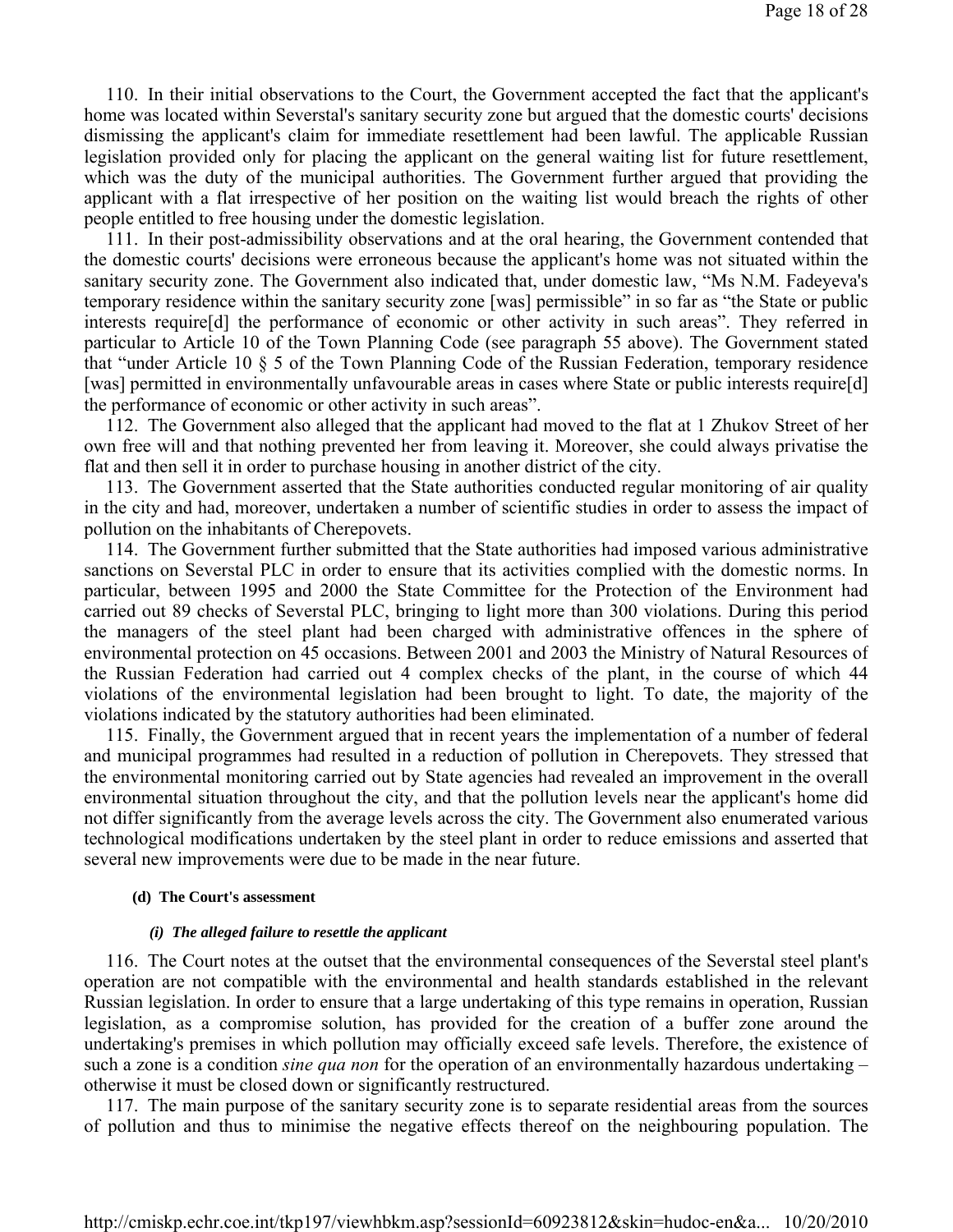110. In their initial observations to the Court, the Government accepted the fact that the applicant's home was located within Severstal's sanitary security zone but argued that the domestic courts' decisions dismissing the applicant's claim for immediate resettlement had been lawful. The applicable Russian legislation provided only for placing the applicant on the general waiting list for future resettlement, which was the duty of the municipal authorities. The Government further argued that providing the applicant with a flat irrespective of her position on the waiting list would breach the rights of other people entitled to free housing under the domestic legislation.

111. In their post-admissibility observations and at the oral hearing, the Government contended that the domestic courts' decisions were erroneous because the applicant's home was not situated within the sanitary security zone. The Government also indicated that, under domestic law, "Ms N.M. Fadeyeva's temporary residence within the sanitary security zone [was] permissible" in so far as "the State or public interests require[d] the performance of economic or other activity in such areas". They referred in particular to Article 10 of the Town Planning Code (see paragraph 55 above). The Government stated that "under Article 10 § 5 of the Town Planning Code of the Russian Federation, temporary residence [was] permitted in environmentally unfavourable areas in cases where State or public interests require[d] the performance of economic or other activity in such areas".

112. The Government also alleged that the applicant had moved to the flat at 1 Zhukov Street of her own free will and that nothing prevented her from leaving it. Moreover, she could always privatise the flat and then sell it in order to purchase housing in another district of the city.

113. The Government asserted that the State authorities conducted regular monitoring of air quality in the city and had, moreover, undertaken a number of scientific studies in order to assess the impact of pollution on the inhabitants of Cherepovets.

114. The Government further submitted that the State authorities had imposed various administrative sanctions on Severstal PLC in order to ensure that its activities complied with the domestic norms. In particular, between 1995 and 2000 the State Committee for the Protection of the Environment had carried out 89 checks of Severstal PLC, bringing to light more than 300 violations. During this period the managers of the steel plant had been charged with administrative offences in the sphere of environmental protection on 45 occasions. Between 2001 and 2003 the Ministry of Natural Resources of the Russian Federation had carried out 4 complex checks of the plant, in the course of which 44 violations of the environmental legislation had been brought to light. To date, the majority of the violations indicated by the statutory authorities had been eliminated.

115. Finally, the Government argued that in recent years the implementation of a number of federal and municipal programmes had resulted in a reduction of pollution in Cherepovets. They stressed that the environmental monitoring carried out by State agencies had revealed an improvement in the overall environmental situation throughout the city, and that the pollution levels near the applicant's home did not differ significantly from the average levels across the city. The Government also enumerated various technological modifications undertaken by the steel plant in order to reduce emissions and asserted that several new improvements were due to be made in the near future.

#### (d) The Court's assessment

##### *(i) The alleged failure to resettle the applicant*

116. The Court notes at the outset that the environmental consequences of the Severstal steel plant's operation are not compatible with the environmental and health standards established in the relevant Russian legislation. In order to ensure that a large undertaking of this type remains in operation, Russian legislation, as a compromise solution, has provided for the creation of a buffer zone around the undertaking's premises in which pollution may officially exceed safe levels. Therefore, the existence of such a zone is a condition *sine qua non* for the operation of an environmentally hazardous undertaking – otherwise it must be closed down or significantly restructured.

117. The main purpose of the sanitary security zone is to separate residential areas from the sources of pollution and thus to minimise the negative effects thereof on the neighbouring population. The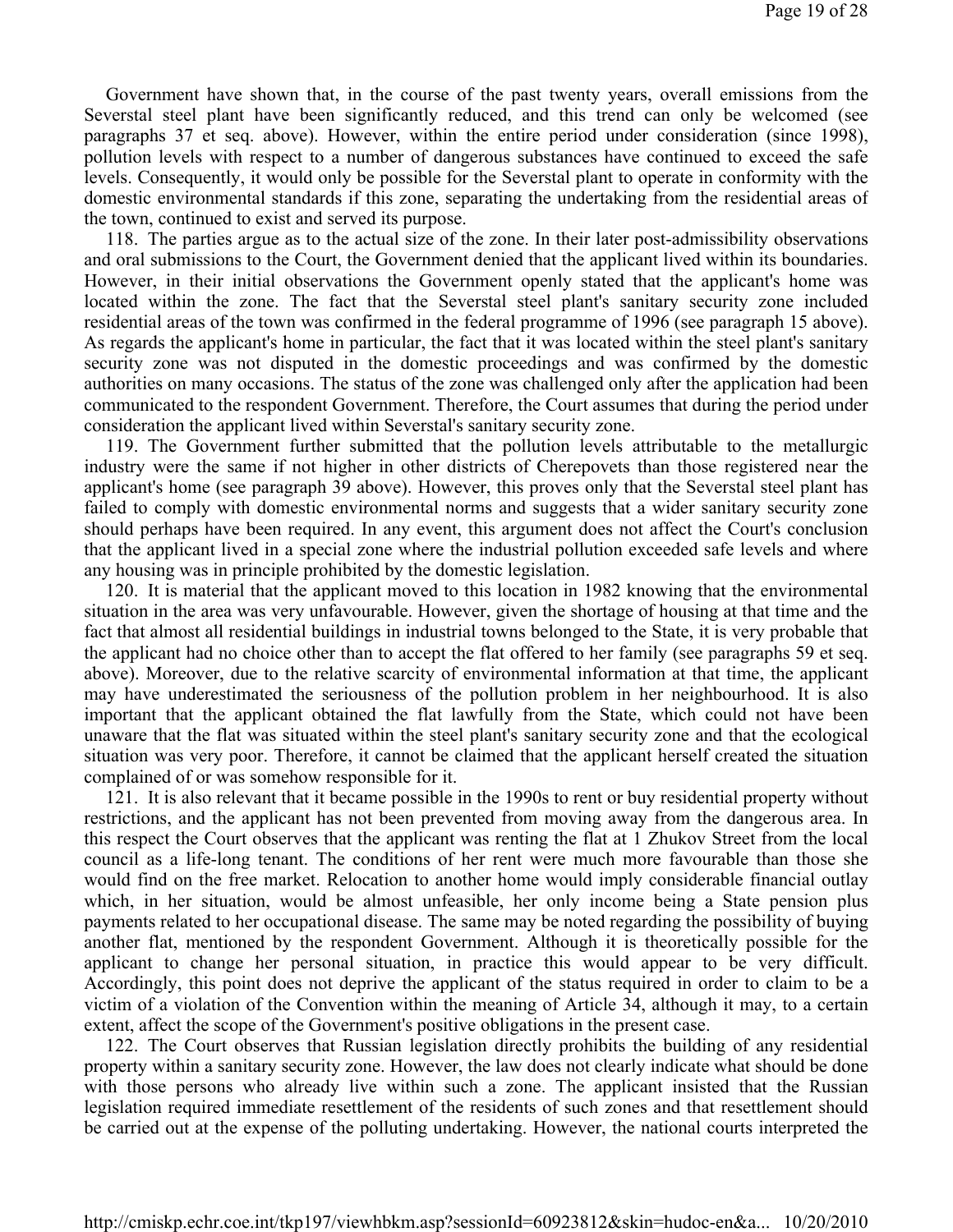Government have shown that, in the course of the past twenty years, overall emissions from the Severstal steel plant have been significantly reduced, and this trend can only be welcomed (see paragraphs 37 et seq. above). However, within the entire period under consideration (since 1998), pollution levels with respect to a number of dangerous substances have continued to exceed the safe levels. Consequently, it would only be possible for the Severstal plant to operate in conformity with the domestic environmental standards if this zone, separating the undertaking from the residential areas of the town, continued to exist and served its purpose.

118. The parties argue as to the actual size of the zone. In their later post-admissibility observations and oral submissions to the Court, the Government denied that the applicant lived within its boundaries. However, in their initial observations the Government openly stated that the applicant's home was located within the zone. The fact that the Severstal steel plant's sanitary security zone included residential areas of the town was confirmed in the federal programme of 1996 (see paragraph 15 above). As regards the applicant's home in particular, the fact that it was located within the steel plant's sanitary security zone was not disputed in the domestic proceedings and was confirmed by the domestic authorities on many occasions. The status of the zone was challenged only after the application had been communicated to the respondent Government. Therefore, the Court assumes that during the period under consideration the applicant lived within Severstal's sanitary security zone.

119. The Government further submitted that the pollution levels attributable to the metallurgic industry were the same if not higher in other districts of Cherepovets than those registered near the applicant's home (see paragraph 39 above). However, this proves only that the Severstal steel plant has failed to comply with domestic environmental norms and suggests that a wider sanitary security zone should perhaps have been required. In any event, this argument does not affect the Court's conclusion that the applicant lived in a special zone where the industrial pollution exceeded safe levels and where any housing was in principle prohibited by the domestic legislation.

120. It is material that the applicant moved to this location in 1982 knowing that the environmental situation in the area was very unfavourable. However, given the shortage of housing at that time and the fact that almost all residential buildings in industrial towns belonged to the State, it is very probable that the applicant had no choice other than to accept the flat offered to her family (see paragraphs 59 et seq. above). Moreover, due to the relative scarcity of environmental information at that time, the applicant may have underestimated the seriousness of the pollution problem in her neighbourhood. It is also important that the applicant obtained the flat lawfully from the State, which could not have been unaware that the flat was situated within the steel plant's sanitary security zone and that the ecological situation was very poor. Therefore, it cannot be claimed that the applicant herself created the situation complained of or was somehow responsible for it.

121. It is also relevant that it became possible in the 1990s to rent or buy residential property without restrictions, and the applicant has not been prevented from moving away from the dangerous area. In this respect the Court observes that the applicant was renting the flat at 1 Zhukov Street from the local council as a life-long tenant. The conditions of her rent were much more favourable than those she would find on the free market. Relocation to another home would imply considerable financial outlay which, in her situation, would be almost unfeasible, her only income being a State pension plus payments related to her occupational disease. The same may be noted regarding the possibility of buying another flat, mentioned by the respondent Government. Although it is theoretically possible for the applicant to change her personal situation, in practice this would appear to be very difficult. Accordingly, this point does not deprive the applicant of the status required in order to claim to be a victim of a violation of the Convention within the meaning of Article 34, although it may, to a certain extent, affect the scope of the Government's positive obligations in the present case.

122. The Court observes that Russian legislation directly prohibits the building of any residential property within a sanitary security zone. However, the law does not clearly indicate what should be done with those persons who already live within such a zone. The applicant insisted that the Russian legislation required immediate resettlement of the residents of such zones and that resettlement should be carried out at the expense of the polluting undertaking. However, the national courts interpreted the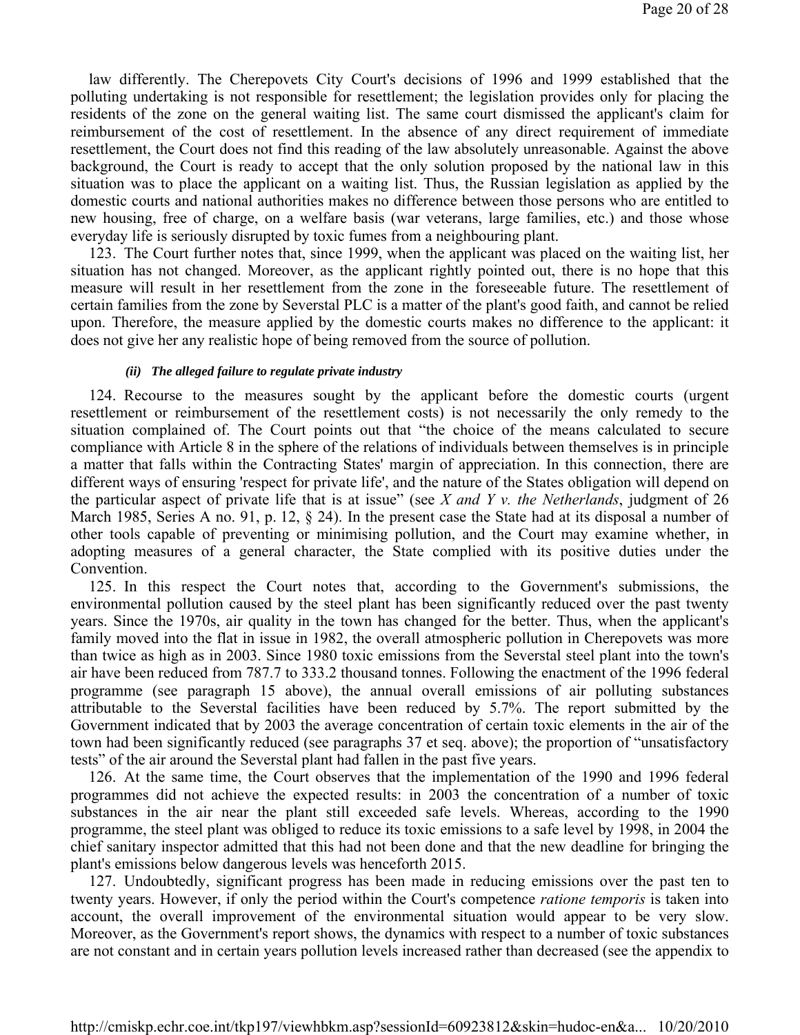law differently. The Cherepovets City Court's decisions of 1996 and 1999 established that the polluting undertaking is not responsible for resettlement; the legislation provides only for placing the residents of the zone on the general waiting list. The same court dismissed the applicant's claim for reimbursement of the cost of resettlement. In the absence of any direct requirement of immediate resettlement, the Court does not find this reading of the law absolutely unreasonable. Against the above background, the Court is ready to accept that the only solution proposed by the national law in this situation was to place the applicant on a waiting list. Thus, the Russian legislation as applied by the domestic courts and national authorities makes no difference between those persons who are entitled to new housing, free of charge, on a welfare basis (war veterans, large families, etc.) and those whose everyday life is seriously disrupted by toxic fumes from a neighbouring plant.

123. The Court further notes that, since 1999, when the applicant was placed on the waiting list, her situation has not changed. Moreover, as the applicant rightly pointed out, there is no hope that this measure will result in her resettlement from the zone in the foreseeable future. The resettlement of certain families from the zone by Severstal PLC is a matter of the plant's good faith, and cannot be relied upon. Therefore, the measure applied by the domestic courts makes no difference to the applicant: it does not give her any realistic hope of being removed from the source of pollution.

#### *(ii) The alleged failure to regulate private industry*

124. Recourse to the measures sought by the applicant before the domestic courts (urgent resettlement or reimbursement of the resettlement costs) is not necessarily the only remedy to the situation complained of. The Court points out that "the choice of the means calculated to secure compliance with Article 8 in the sphere of the relations of individuals between themselves is in principle a matter that falls within the Contracting States' margin of appreciation. In this connection, there are different ways of ensuring 'respect for private life', and the nature of the States obligation will depend on the particular aspect of private life that is at issue" (see *X and Y v. the Netherlands*, judgment of 26 March 1985, Series A no. 91, p. 12, § 24). In the present case the State had at its disposal a number of other tools capable of preventing or minimising pollution, and the Court may examine whether, in adopting measures of a general character, the State complied with its positive duties under the Convention.

125. In this respect the Court notes that, according to the Government's submissions, the environmental pollution caused by the steel plant has been significantly reduced over the past twenty years. Since the 1970s, air quality in the town has changed for the better. Thus, when the applicant's family moved into the flat in issue in 1982, the overall atmospheric pollution in Cherepovets was more than twice as high as in 2003. Since 1980 toxic emissions from the Severstal steel plant into the town's air have been reduced from 787.7 to 333.2 thousand tonnes. Following the enactment of the 1996 federal programme (see paragraph 15 above), the annual overall emissions of air polluting substances attributable to the Severstal facilities have been reduced by 5.7%. The report submitted by the Government indicated that by 2003 the average concentration of certain toxic elements in the air of the town had been significantly reduced (see paragraphs 37 et seq. above); the proportion of "unsatisfactory tests" of the air around the Severstal plant had fallen in the past five years.

126. At the same time, the Court observes that the implementation of the 1990 and 1996 federal programmes did not achieve the expected results: in 2003 the concentration of a number of toxic substances in the air near the plant still exceeded safe levels. Whereas, according to the 1990 programme, the steel plant was obliged to reduce its toxic emissions to a safe level by 1998, in 2004 the chief sanitary inspector admitted that this had not been done and that the new deadline for bringing the plant's emissions below dangerous levels was henceforth 2015.

127. Undoubtedly, significant progress has been made in reducing emissions over the past ten to twenty years. However, if only the period within the Court's competence *ratione temporis* is taken into account, the overall improvement of the environmental situation would appear to be very slow. Moreover, as the Government's report shows, the dynamics with respect to a number of toxic substances are not constant and in certain years pollution levels increased rather than decreased (see the appendix to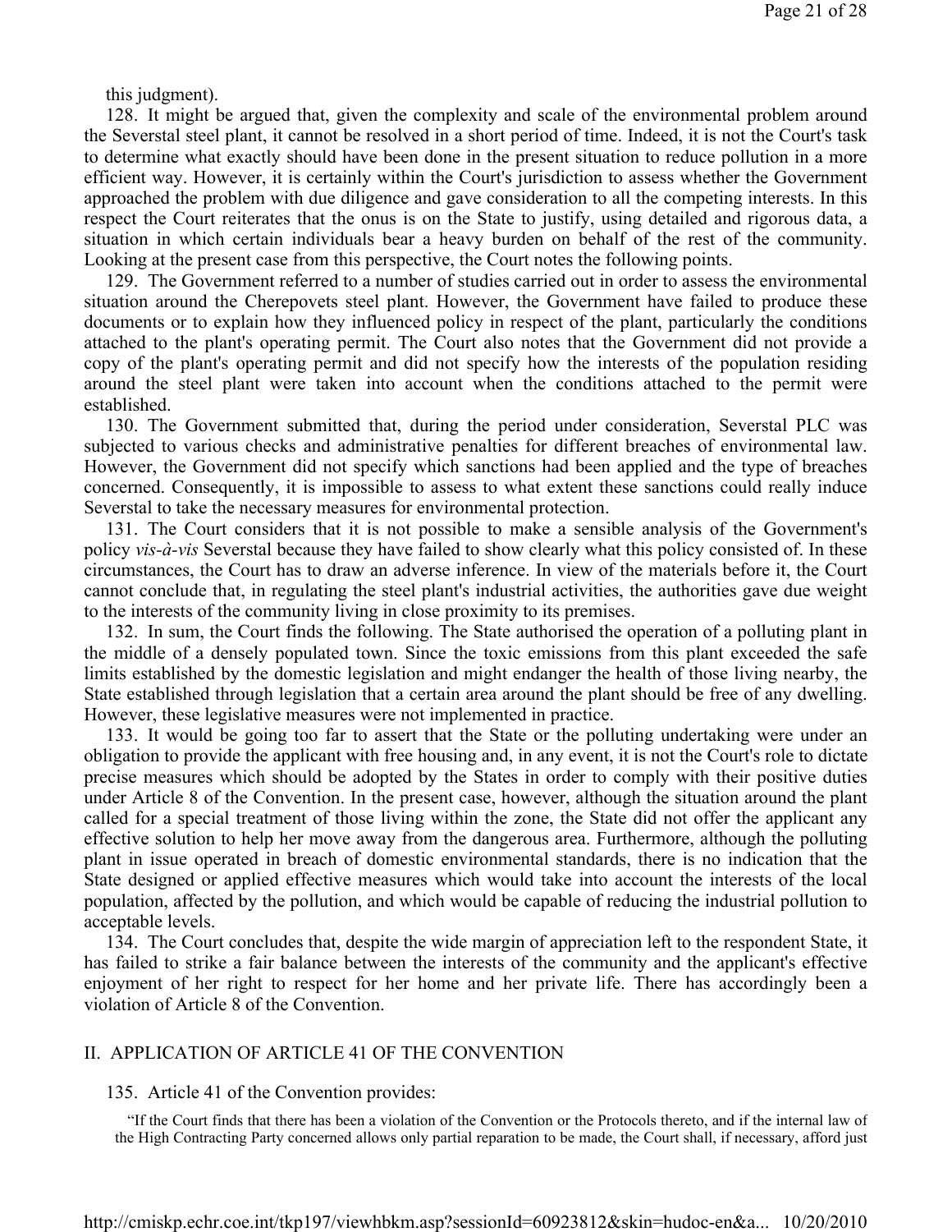this judgment).

128. It might be argued that, given the complexity and scale of the environmental problem around the Severstal steel plant, it cannot be resolved in a short period of time. Indeed, it is not the Court's task to determine what exactly should have been done in the present situation to reduce pollution in a more efficient way. However, it is certainly within the Court's jurisdiction to assess whether the Government approached the problem with due diligence and gave consideration to all the competing interests. In this respect the Court reiterates that the onus is on the State to justify, using detailed and rigorous data, a situation in which certain individuals bear a heavy burden on behalf of the rest of the community. Looking at the present case from this perspective, the Court notes the following points.

129. The Government referred to a number of studies carried out in order to assess the environmental situation around the Cherepovets steel plant. However, the Government have failed to produce these documents or to explain how they influenced policy in respect of the plant, particularly the conditions attached to the plant's operating permit. The Court also notes that the Government did not provide a copy of the plant's operating permit and did not specify how the interests of the population residing around the steel plant were taken into account when the conditions attached to the permit were established.

130. The Government submitted that, during the period under consideration, Severstal PLC was subjected to various checks and administrative penalties for different breaches of environmental law. However, the Government did not specify which sanctions had been applied and the type of breaches concerned. Consequently, it is impossible to assess to what extent these sanctions could really induce Severstal to take the necessary measures for environmental protection.

131. The Court considers that it is not possible to make a sensible analysis of the Government's policy *vis-à-vis* Severstal because they have failed to show clearly what this policy consisted of. In these circumstances, the Court has to draw an adverse inference. In view of the materials before it, the Court cannot conclude that, in regulating the steel plant's industrial activities, the authorities gave due weight to the interests of the community living in close proximity to its premises.

132. In sum, the Court finds the following. The State authorised the operation of a polluting plant in the middle of a densely populated town. Since the toxic emissions from this plant exceeded the safe limits established by the domestic legislation and might endanger the health of those living nearby, the State established through legislation that a certain area around the plant should be free of any dwelling. However, these legislative measures were not implemented in practice.

133. It would be going too far to assert that the State or the polluting undertaking were under an obligation to provide the applicant with free housing and, in any event, it is not the Court's role to dictate precise measures which should be adopted by the States in order to comply with their positive duties under Article 8 of the Convention. In the present case, however, although the situation around the plant called for a special treatment of those living within the zone, the State did not offer the applicant any effective solution to help her move away from the dangerous area. Furthermore, although the polluting plant in issue operated in breach of domestic environmental standards, there is no indication that the State designed or applied effective measures which would take into account the interests of the local population, affected by the pollution, and which would be capable of reducing the industrial pollution to acceptable levels.

134. The Court concludes that, despite the wide margin of appreciation left to the respondent State, it has failed to strike a fair balance between the interests of the community and the applicant's effective enjoyment of her right to respect for her home and her private life. There has accordingly been a violation of Article 8 of the Convention.

## II. APPLICATION OF ARTICLE 41 OF THE CONVENTION

135. Article 41 of the Convention provides:

> "If the Court finds that there has been a violation of the Convention or the Protocols thereto, and if the internal law of the High Contracting Party concerned allows only partial reparation to be made, the Court shall, if necessary, afford just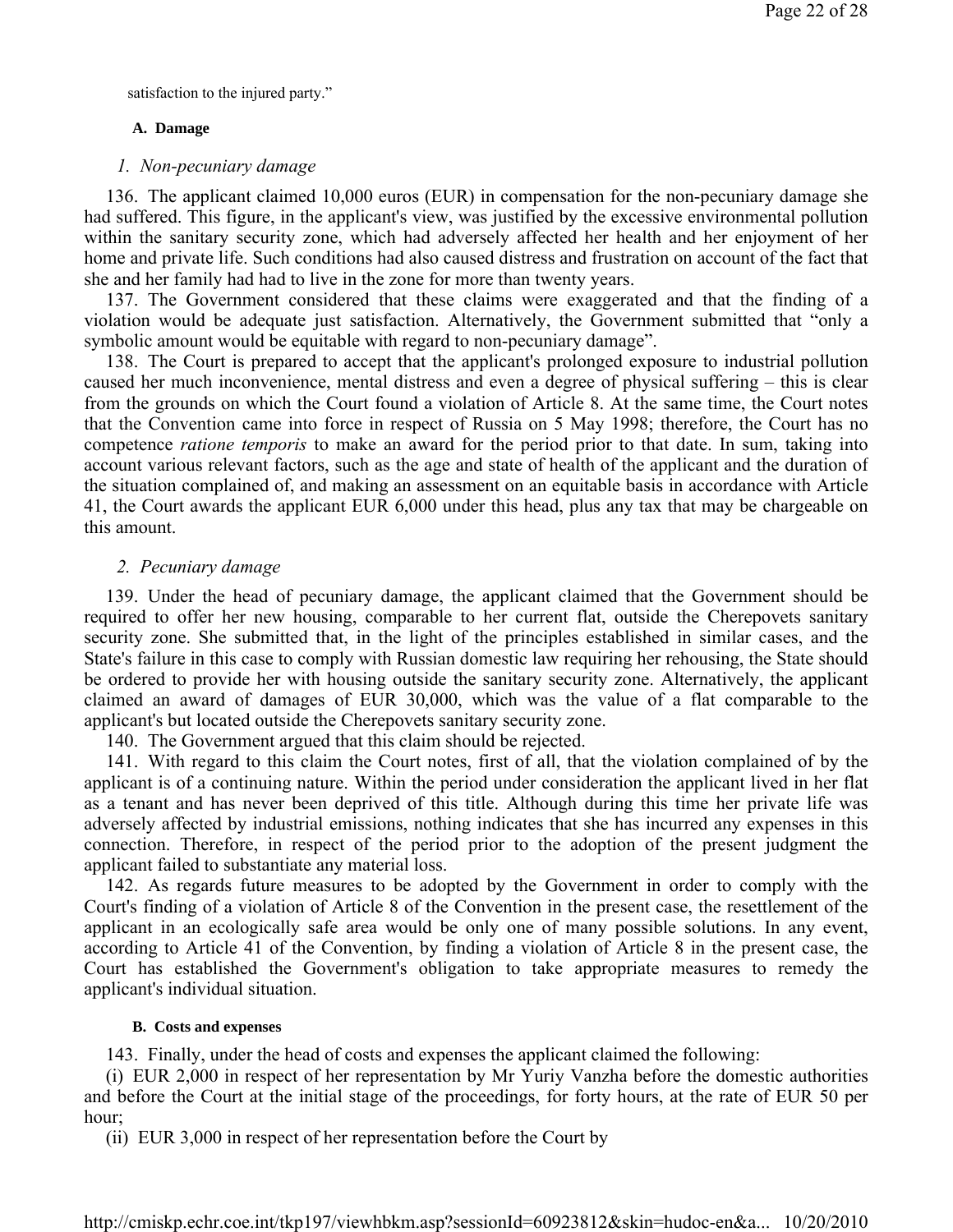satisfaction to the injured party."

### A. Damage

#### *1. Non-pecuniary damage*

136. The applicant claimed 10,000 euros (EUR) in compensation for the non-pecuniary damage she had suffered. This figure, in the applicant's view, was justified by the excessive environmental pollution within the sanitary security zone, which had adversely affected her health and her enjoyment of her home and private life. Such conditions had also caused distress and frustration on account of the fact that she and her family had had to live in the zone for more than twenty years.

137. The Government considered that these claims were exaggerated and that the finding of a violation would be adequate just satisfaction. Alternatively, the Government submitted that "only a symbolic amount would be equitable with regard to non-pecuniary damage".

138. The Court is prepared to accept that the applicant's prolonged exposure to industrial pollution caused her much inconvenience, mental distress and even a degree of physical suffering – this is clear from the grounds on which the Court found a violation of Article 8. At the same time, the Court notes that the Convention came into force in respect of Russia on 5 May 1998; therefore, the Court has no competence *ratione temporis* to make an award for the period prior to that date. In sum, taking into account various relevant factors, such as the age and state of health of the applicant and the duration of the situation complained of, and making an assessment on an equitable basis in accordance with Article 41, the Court awards the applicant EUR 6,000 under this head, plus any tax that may be chargeable on this amount.

#### *2. Pecuniary damage*

139. Under the head of pecuniary damage, the applicant claimed that the Government should be required to offer her new housing, comparable to her current flat, outside the Cherepovets sanitary security zone. She submitted that, in the light of the principles established in similar cases, and the State's failure in this case to comply with Russian domestic law requiring her rehousing, the State should be ordered to provide her with housing outside the sanitary security zone. Alternatively, the applicant claimed an award of damages of EUR 30,000, which was the value of a flat comparable to the applicant's but located outside the Cherepovets sanitary security zone.

140. The Government argued that this claim should be rejected.

141. With regard to this claim the Court notes, first of all, that the violation complained of by the applicant is of a continuing nature. Within the period under consideration the applicant lived in her flat as a tenant and has never been deprived of this title. Although during this time her private life was adversely affected by industrial emissions, nothing indicates that she has incurred any expenses in this connection. Therefore, in respect of the period prior to the adoption of the present judgment the applicant failed to substantiate any material loss.

142. As regards future measures to be adopted by the Government in order to comply with the Court's finding of a violation of Article 8 of the Convention in the present case, the resettlement of the applicant in an ecologically safe area would be only one of many possible solutions. In any event, according to Article 41 of the Convention, by finding a violation of Article 8 in the present case, the Court has established the Government's obligation to take appropriate measures to remedy the applicant's individual situation.

### B. Costs and expenses

143. Finally, under the head of costs and expenses the applicant claimed the following:

(i) EUR 2,000 in respect of her representation by Mr Yuriy Vanzha before the domestic authorities and before the Court at the initial stage of the proceedings, for forty hours, at the rate of EUR 50 per hour;

(ii) EUR 3,000 in respect of her representation before the Court by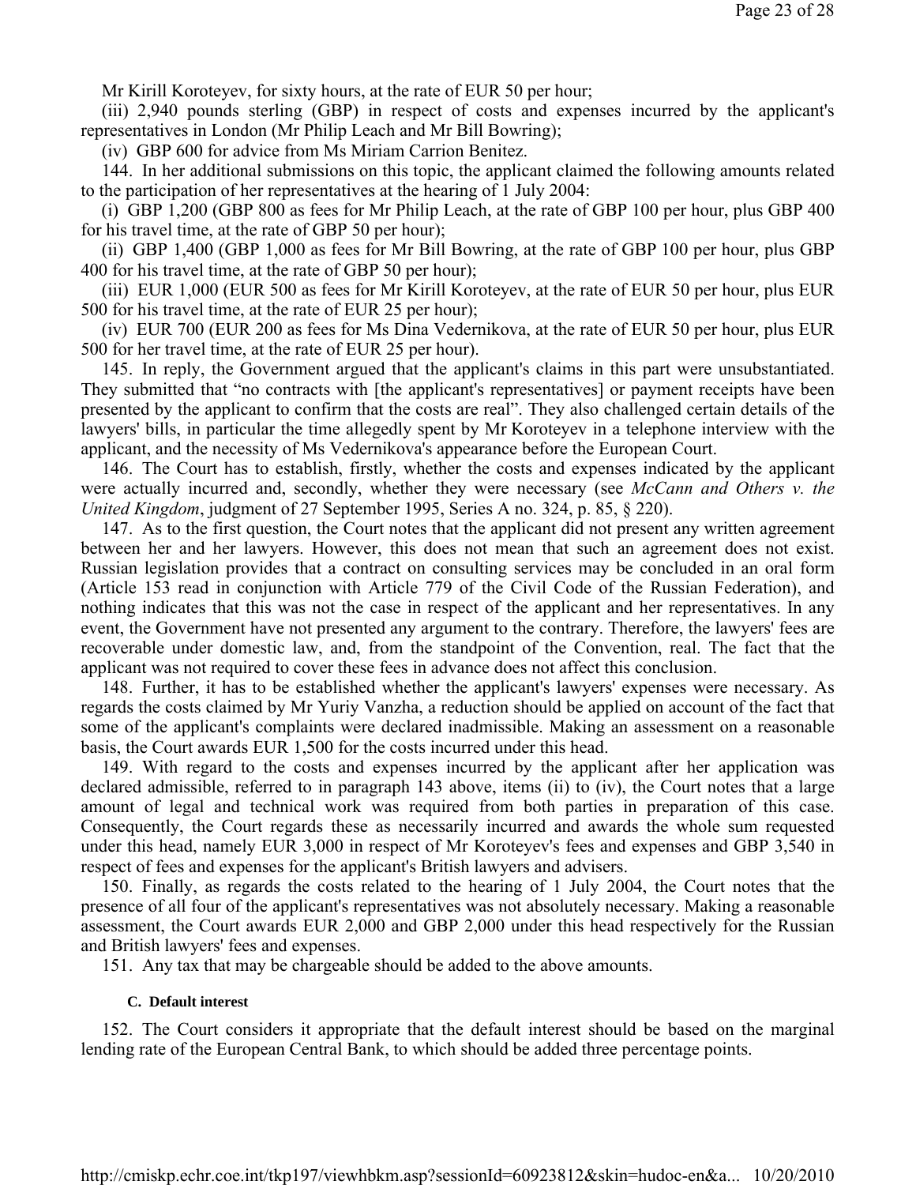Mr Kirill Koroteyev, for sixty hours, at the rate of EUR 50 per hour;

(iii) 2,940 pounds sterling (GBP) in respect of costs and expenses incurred by the applicant's representatives in London (Mr Philip Leach and Mr Bill Bowring);

(iv) GBP 600 for advice from Ms Miriam Carrion Benitez.

144. In her additional submissions on this topic, the applicant claimed the following amounts related to the participation of her representatives at the hearing of 1 July 2004:

(i) GBP 1,200 (GBP 800 as fees for Mr Philip Leach, at the rate of GBP 100 per hour, plus GBP 400 for his travel time, at the rate of GBP 50 per hour);

(ii) GBP 1,400 (GBP 1,000 as fees for Mr Bill Bowring, at the rate of GBP 100 per hour, plus GBP 400 for his travel time, at the rate of GBP 50 per hour);

(iii) EUR 1,000 (EUR 500 as fees for Mr Kirill Koroteyev, at the rate of EUR 50 per hour, plus EUR 500 for his travel time, at the rate of EUR 25 per hour);

(iv) EUR 700 (EUR 200 as fees for Ms Dina Vedernikova, at the rate of EUR 50 per hour, plus EUR 500 for her travel time, at the rate of EUR 25 per hour).

145. In reply, the Government argued that the applicant's claims in this part were unsubstantiated. They submitted that "no contracts with [the applicant's representatives] or payment receipts have been presented by the applicant to confirm that the costs are real". They also challenged certain details of the lawyers' bills, in particular the time allegedly spent by Mr Koroteyev in a telephone interview with the applicant, and the necessity of Ms Vedernikova's appearance before the European Court.

146. The Court has to establish, firstly, whether the costs and expenses indicated by the applicant were actually incurred and, secondly, whether they were necessary (see *McCann and Others v. the United Kingdom*, judgment of 27 September 1995, Series A no. 324, p. 85, § 220).

147. As to the first question, the Court notes that the applicant did not present any written agreement between her and her lawyers. However, this does not mean that such an agreement does not exist. Russian legislation provides that a contract on consulting services may be concluded in an oral form (Article 153 read in conjunction with Article 779 of the Civil Code of the Russian Federation), and nothing indicates that this was not the case in respect of the applicant and her representatives. In any event, the Government have not presented any argument to the contrary. Therefore, the lawyers' fees are recoverable under domestic law, and, from the standpoint of the Convention, real. The fact that the applicant was not required to cover these fees in advance does not affect this conclusion.

148. Further, it has to be established whether the applicant's lawyers' expenses were necessary. As regards the costs claimed by Mr Yuriy Vanzha, a reduction should be applied on account of the fact that some of the applicant's complaints were declared inadmissible. Making an assessment on a reasonable basis, the Court awards EUR 1,500 for the costs incurred under this head.

149. With regard to the costs and expenses incurred by the applicant after her application was declared admissible, referred to in paragraph 143 above, items (ii) to (iv), the Court notes that a large amount of legal and technical work was required from both parties in preparation of this case. Consequently, the Court regards these as necessarily incurred and awards the whole sum requested under this head, namely EUR 3,000 in respect of Mr Koroteyev's fees and expenses and GBP 3,540 in respect of fees and expenses for the applicant's British lawyers and advisers.

150. Finally, as regards the costs related to the hearing of 1 July 2004, the Court notes that the presence of all four of the applicant's representatives was not absolutely necessary. Making a reasonable assessment, the Court awards EUR 2,000 and GBP 2,000 under this head respectively for the Russian and British lawyers' fees and expenses.

151. Any tax that may be chargeable should be added to the above amounts.

#### C. Default interest

152. The Court considers it appropriate that the default interest should be based on the marginal lending rate of the European Central Bank, to which should be added three percentage points.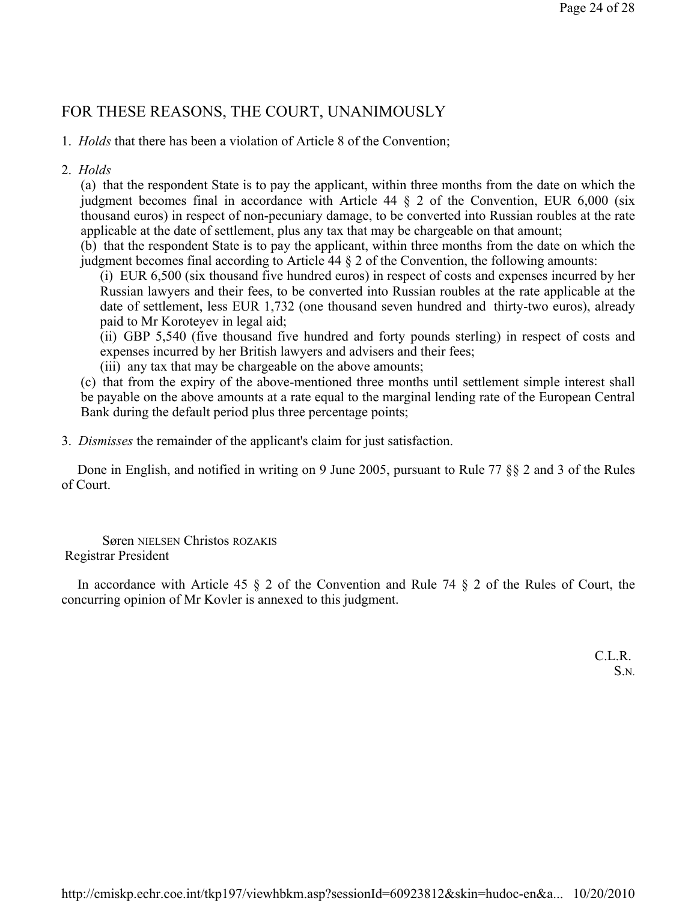## FOR THESE REASONS, THE COURT, UNANIMOUSLY

1. *Holds* that there has been a violation of Article 8 of the Convention;

2. *Holds*

   (a) that the respondent State is to pay the applicant, within three months from the date on which the judgment becomes final in accordance with Article 44 § 2 of the Convention, EUR 6,000 (six thousand euros) in respect of non-pecuniary damage, to be converted into Russian roubles at the rate applicable at the date of settlement, plus any tax that may be chargeable on that amount;

   (b) that the respondent State is to pay the applicant, within three months from the date on which the judgment becomes final according to Article 44 § 2 of the Convention, the following amounts:

   (i) EUR 6,500 (six thousand five hundred euros) in respect of costs and expenses incurred by her Russian lawyers and their fees, to be converted into Russian roubles at the rate applicable at the date of settlement, less EUR 1,732 (one thousand seven hundred and thirty-two euros), already paid to Mr Koroteyev in legal aid;

   (ii) GBP 5,540 (five thousand five hundred and forty pounds sterling) in respect of costs and expenses incurred by her British lawyers and advisers and their fees;

   (iii) any tax that may be chargeable on the above amounts;

   (c) that from the expiry of the above-mentioned three months until settlement simple interest shall be payable on the above amounts at a rate equal to the marginal lending rate of the European Central Bank during the default period plus three percentage points;

3. *Dismisses* the remainder of the applicant's claim for just satisfaction.

Done in English, and notified in writing on 9 June 2005, pursuant to Rule 77 §§ 2 and 3 of the Rules of Court.

Søren NIELSEN Christos ROZAKIS
Registrar President

In accordance with Article 45 § 2 of the Convention and Rule 74 § 2 of the Rules of Court, the concurring opinion of Mr Kovler is annexed to this judgment.

C.L.R.
S.N.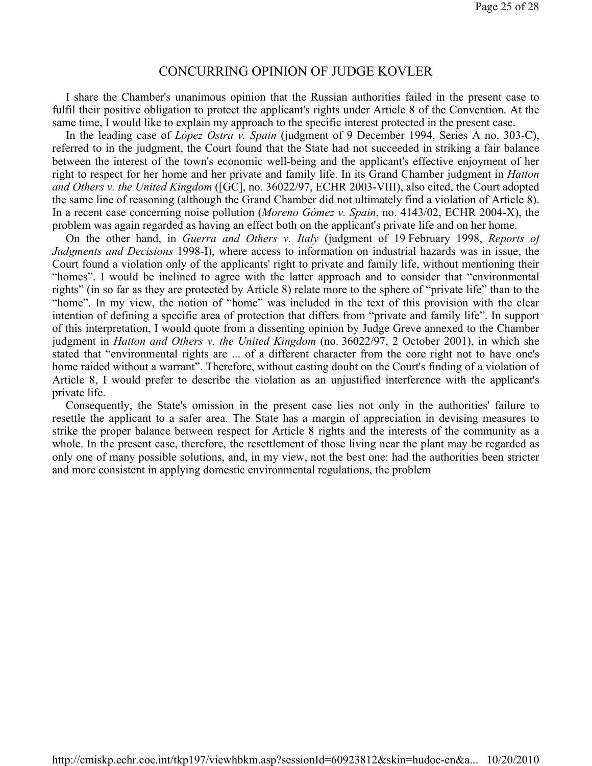## CONCURRING OPINION OF JUDGE KOVLER

I share the Chamber's unanimous opinion that the Russian authorities failed in the present case to fulfil their positive obligation to protect the applicant's rights under Article 8 of the Convention. At the same time, I would like to explain my approach to the specific interest protected in the present case.

In the leading case of *López Ostra v. Spain* (judgment of 9 December 1994, Series A no. 303-C), referred to in the judgment, the Court found that the State had not succeeded in striking a fair balance between the interest of the town's economic well-being and the applicant's effective enjoyment of her right to respect for her home and her private and family life. In its Grand Chamber judgment in *Hatton and Others v. the United Kingdom* ([GC], no. 36022/97, ECHR 2003-VIII), also cited, the Court adopted the same line of reasoning (although the Grand Chamber did not ultimately find a violation of Article 8). In a recent case concerning noise pollution (*Moreno Gómez v. Spain*, no. 4143/02, ECHR 2004-X), the problem was again regarded as having an effect both on the applicant's private life and on her home.

On the other hand, in *Guerra and Others v. Italy* (judgment of 19 February 1998, *Reports of Judgments and Decisions* 1998-I), where access to information on industrial hazards was in issue, the Court found a violation only of the applicants' right to private and family life, without mentioning their "homes". I would be inclined to agree with the latter approach and to consider that "environmental rights" (in so far as they are protected by Article 8) relate more to the sphere of "private life" than to the "home". In my view, the notion of "home" was included in the text of this provision with the clear intention of defining a specific area of protection that differs from "private and family life". In support of this interpretation, I would quote from a dissenting opinion by Judge Greve annexed to the Chamber judgment in *Hatton and Others v. the United Kingdom* (no. 36022/97, 2 October 2001), in which she stated that "environmental rights are ... of a different character from the core right not to have one's home raided without a warrant". Therefore, without casting doubt on the Court's finding of a violation of Article 8, I would prefer to describe the violation as an unjustified interference with the applicant's private life.

Consequently, the State's omission in the present case lies not only in the authorities' failure to resettle the applicant to a safer area. The State has a margin of appreciation in devising measures to strike the proper balance between respect for Article 8 rights and the interests of the community as a whole. In the present case, therefore, the resettlement of those living near the plant may be regarded as only one of many possible solutions, and, in my view, not the best one: had the authorities been stricter and more consistent in applying domestic environmental regulations, the problem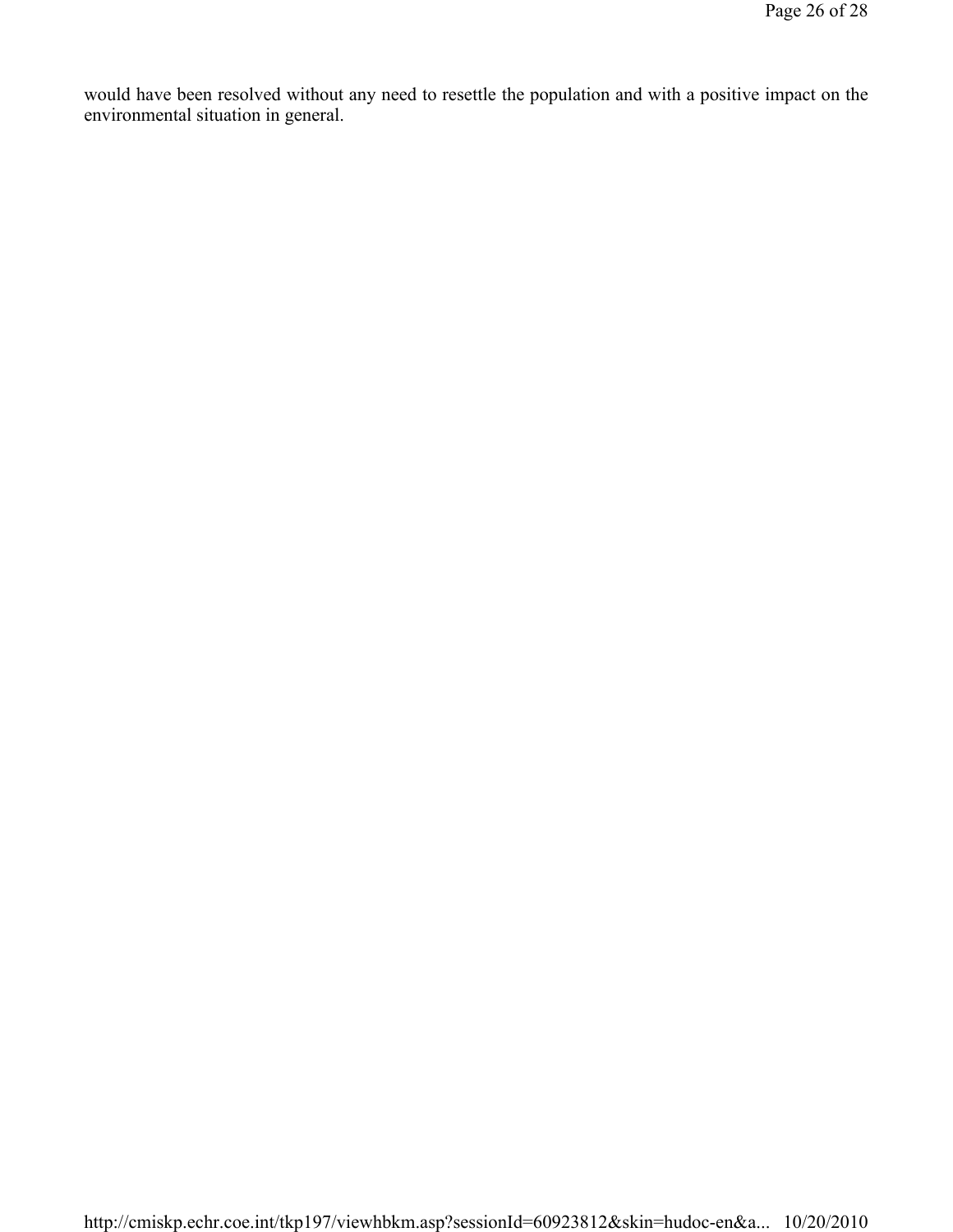would have been resolved without any need to resettle the population and with a positive impact on the environmental situation in general.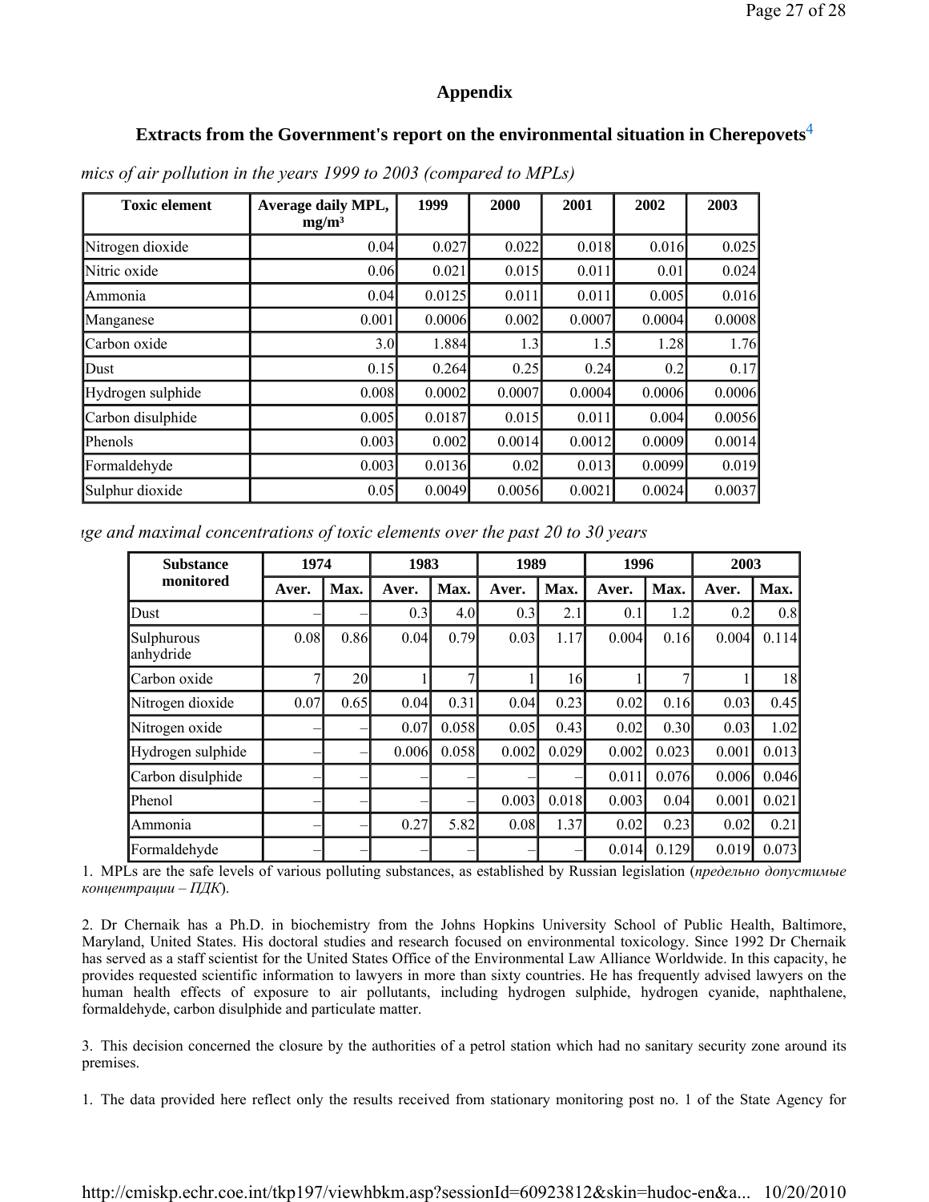## Appendix

### Extracts from the Government's report on the environmental situation in Cherepovets[4]

*mics of air pollution in the years 1999 to 2003 (compared to MPLs)*

| Toxic element | Average daily MPL, mg/m³ | 1999 | 2000 | 2001 | 2002 | 2003 |
|---|---|---|---|---|---|---|
| Nitrogen dioxide | 0.04 | 0.027 | 0.022 | 0.018 | 0.016 | 0.025 |
| Nitric oxide | 0.06 | 0.021 | 0.015 | 0.011 | 0.01 | 0.024 |
| Ammonia | 0.04 | 0.0125 | 0.011 | 0.011 | 0.005 | 0.016 |
| Manganese | 0.001 | 0.0006 | 0.002 | 0.0007 | 0.0004 | 0.0008 |
| Carbon oxide | 3.0 | 1.884 | 1.3 | 1.5 | 1.28 | 1.76 |
| Dust | 0.15 | 0.264 | 0.25 | 0.24 | 0.2 | 0.17 |
| Hydrogen sulphide | 0.008 | 0.0002 | 0.0007 | 0.0004 | 0.0006 | 0.0006 |
| Carbon disulphide | 0.005 | 0.0187 | 0.015 | 0.011 | 0.004 | 0.0056 |
| Phenols | 0.003 | 0.002 | 0.0014 | 0.0012 | 0.0009 | 0.0014 |
| Formaldehyde | 0.003 | 0.0136 | 0.02 | 0.013 | 0.0099 | 0.019 |
| Sulphur dioxide | 0.05 | 0.0049 | 0.0056 | 0.0021 | 0.0024 | 0.0037 |

*ıge and maximal concentrations of toxic elements over the past 20 to 30 years*

| Substance monitored | 1974 | | 1983 | | 1989 | | 1996 | | 2003 | |
|---|---|---|---|---|---|---|---|---|---|---|
| | Aver. | Max. | Aver. | Max. | Aver. | Max. | Aver. | Max. | Aver. | Max. |
| Dust | – | – | 0.3 | 4.0 | 0.3 | 2.1 | 0.1 | 1.2 | 0.2 | 0.8 |
| Sulphurous anhydride | 0.08 | 0.86 | 0.04 | 0.79 | 0.03 | 1.17 | 0.004 | 0.16 | 0.004 | 0.114 |
| Carbon oxide | 7 | 20 | 1 | 7 | 1 | 16 | 1 | 7 | 1 | 18 |
| Nitrogen dioxide | 0.07 | 0.65 | 0.04 | 0.31 | 0.04 | 0.23 | 0.02 | 0.16 | 0.03 | 0.45 |
| Nitrogen oxide | – | – | 0.07 | 0.058 | 0.05 | 0.43 | 0.02 | 0.30 | 0.03 | 1.02 |
| Hydrogen sulphide | – | – | 0.006 | 0.058 | 0.002 | 0.029 | 0.002 | 0.023 | 0.001 | 0.013 |
| Carbon disulphide | – | – | – | – | – | – | 0.011 | 0.076 | 0.006 | 0.046 |
| Phenol | – | – | – | – | 0.003 | 0.018 | 0.003 | 0.04 | 0.001 | 0.021 |
| Ammonia | – | – | 0.27 | 5.82 | 0.08 | 1.37 | 0.02 | 0.23 | 0.02 | 0.21 |
| Formaldehyde | – | – | – | – | – | – | 0.014 | 0.129 | 0.019 | 0.073 |

1. MPLs are the safe levels of various polluting substances, as established by Russian legislation (*предельно допустимые концентрации – ПДК*).

2. Dr Chernaik has a Ph.D. in biochemistry from the Johns Hopkins University School of Public Health, Baltimore, Maryland, United States. His doctoral studies and research focused on environmental toxicology. Since 1992 Dr Chernaik has served as a staff scientist for the United States Office of the Environmental Law Alliance Worldwide. In this capacity, he provides requested scientific information to lawyers in more than sixty countries. He has frequently advised lawyers on the human health effects of exposure to air pollutants, including hydrogen sulphide, hydrogen cyanide, naphthalene, formaldehyde, carbon disulphide and particulate matter.

3. This decision concerned the closure by the authorities of a petrol station which had no sanitary security zone around its premises.

1. The data provided here reflect only the results received from stationary monitoring post no. 1 of the State Agency for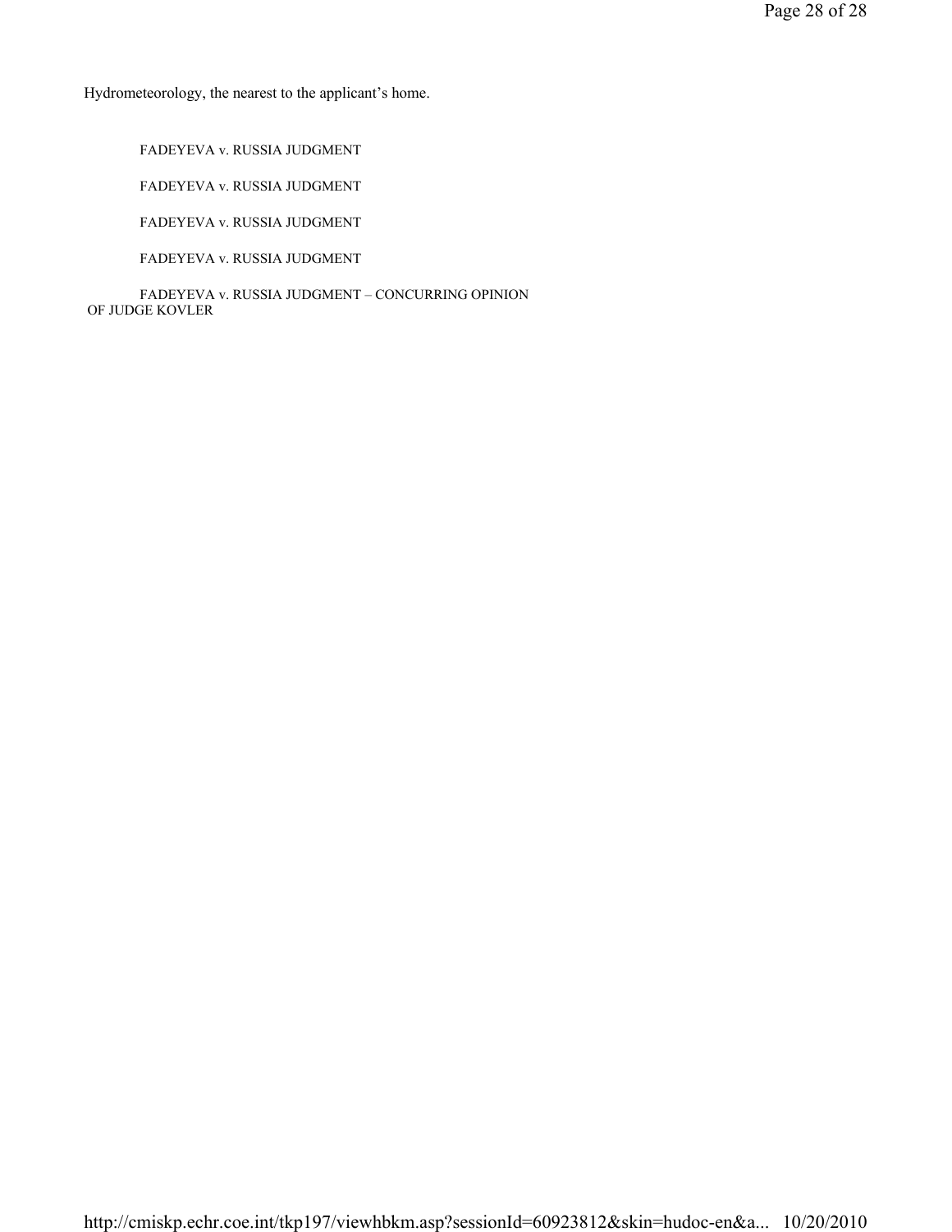Hydrometeorology, the nearest to the applicant's home.